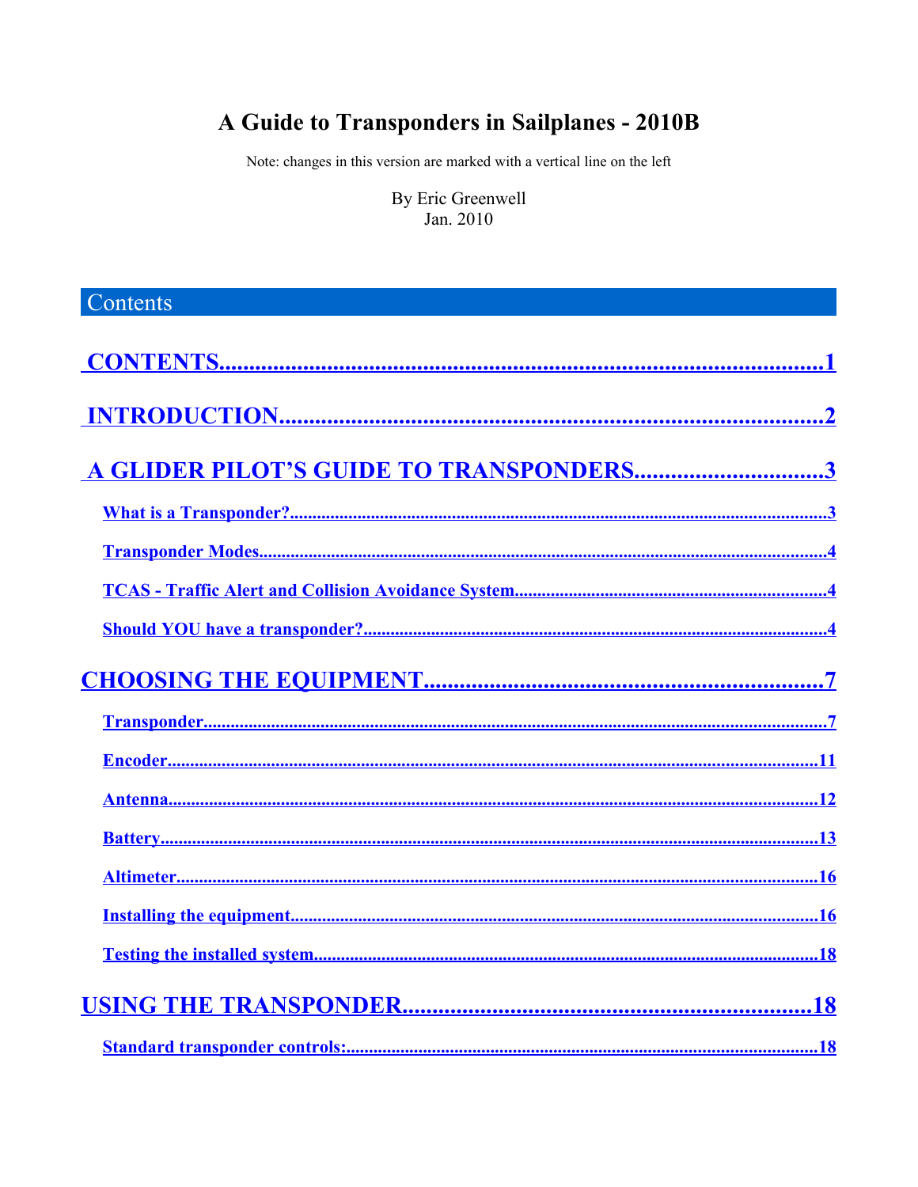# A Guide to Transponders in Sailplanes - 2010B

Note: changes in this version are marked with a vertical line on the left

By Eric Greenwell
Jan. 2010

## Contents

**CONTENTS....................................................................................1**

**INTRODUCTION..............................................................................2**

**A GLIDER PILOT'S GUIDE TO TRANSPONDERS...............................3**

- **What is a Transponder?...............................................................3**
- **Transponder Modes.....................................................................4**
- **TCAS - Traffic Alert and Collision Avoidance System...........................4**
- **Should YOU have a transponder?...................................................4**

**CHOOSING THE EQUIPMENT..........................................................7**

- **Transponder..............................................................................7**
- **Encoder...................................................................................11**
- **Antenna...................................................................................12**
- **Battery....................................................................................13**
- **Altimeter..................................................................................16**
- **Installing the equipment...............................................................16**
- **Testing the installed system...........................................................18**

**USING THE TRANSPONDER............................................................18**

- **Standard transponder controls:......................................................18**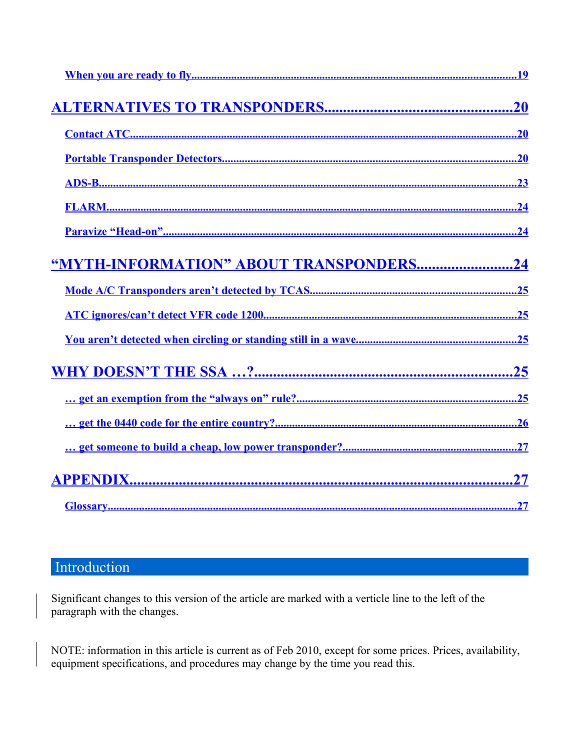When you are ready to fly.....19

ALTERNATIVES TO TRANSPONDERS.....20

Contact ATC.....20

Portable Transponder Detectors.....20

ADS-B.....23

FLARM.....24

Paravize "Head-on".....24

"MYTH-INFORMATION" ABOUT TRANSPONDERS.....24

Mode A/C Transponders aren't detected by TCAS.....25

ATC ignores/can't detect VFR code 1200.....25

You aren't detected when circling or standing still in a wave.....25

WHY DOESN'T THE SSA …?.....25

… get an exemption from the "always on" rule?.....25

… get the 0440 code for the entire country?.....26

… get someone to build a cheap, low power transponder?.....27

APPENDIX.....27

Glossary.....27

## Introduction

Significant changes to this version of the article are marked with a verticle line to the left of the paragraph with the changes.

NOTE: information in this article is current as of Feb 2010, except for some prices. Prices, availability, equipment specifications, and procedures may change by the time you read this.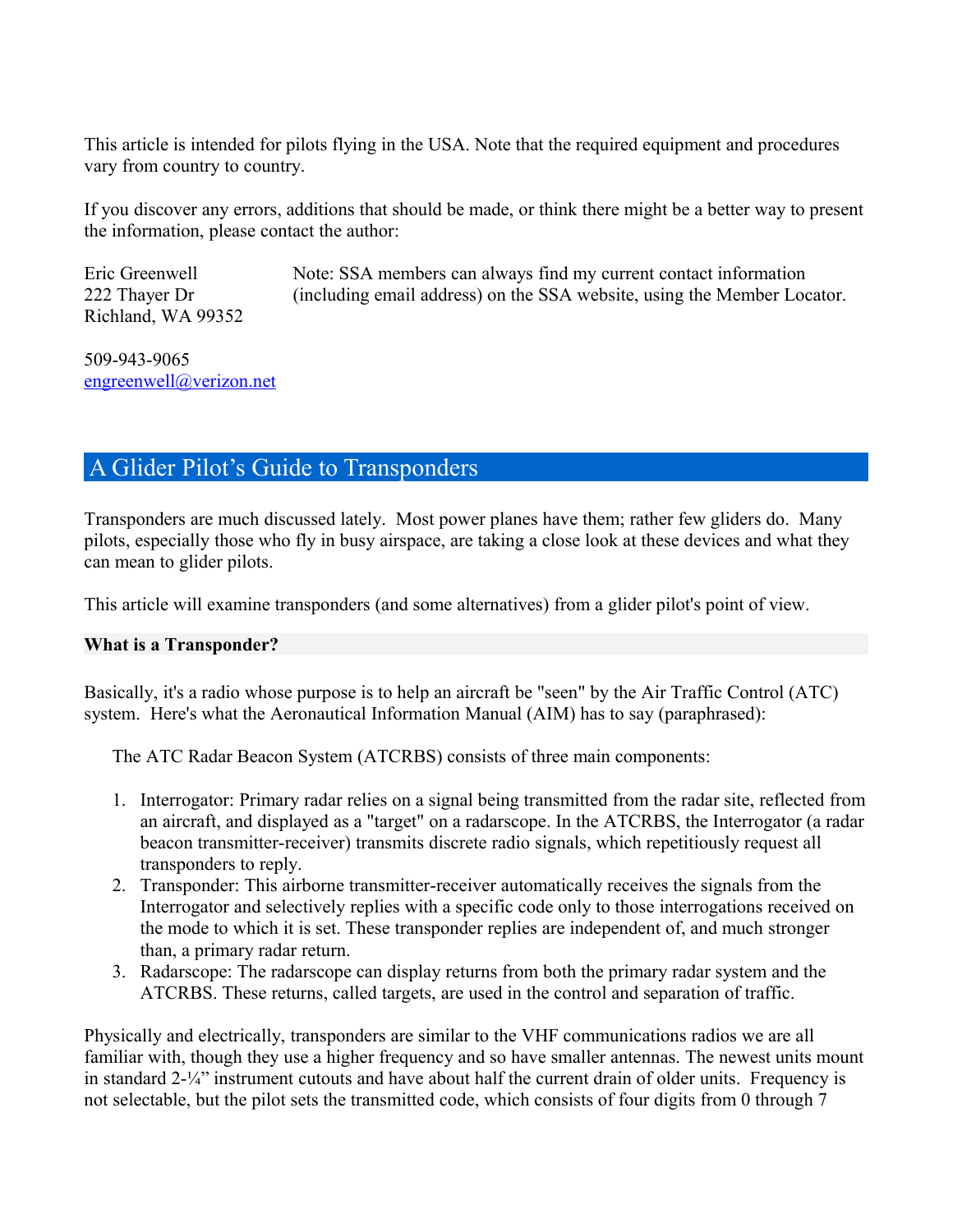This article is intended for pilots flying in the USA. Note that the required equipment and procedures vary from country to country.

If you discover any errors, additions that should be made, or think there might be a better way to present the information, please contact the author:

Eric Greenwell
222 Thayer Dr
Richland, WA 99352

509-943-9065
engreenwell@verizon.net

Note: SSA members can always find my current contact information (including email address) on the SSA website, using the Member Locator.

## A Glider Pilot's Guide to Transponders

Transponders are much discussed lately. Most power planes have them; rather few gliders do. Many pilots, especially those who fly in busy airspace, are taking a close look at these devices and what they can mean to glider pilots.

This article will examine transponders (and some alternatives) from a glider pilot's point of view.

### What is a Transponder?

Basically, it's a radio whose purpose is to help an aircraft be "seen" by the Air Traffic Control (ATC) system. Here's what the Aeronautical Information Manual (AIM) has to say (paraphrased):

> The ATC Radar Beacon System (ATCRBS) consists of three main components:
>
> 1. Interrogator: Primary radar relies on a signal being transmitted from the radar site, reflected from an aircraft, and displayed as a "target" on a radarscope. In the ATCRBS, the Interrogator (a radar beacon transmitter-receiver) transmits discrete radio signals, which repetitiously request all transponders to reply.
> 2. Transponder: This airborne transmitter-receiver automatically receives the signals from the Interrogator and selectively replies with a specific code only to those interrogations received on the mode to which it is set. These transponder replies are independent of, and much stronger than, a primary radar return.
> 3. Radarscope: The radarscope can display returns from both the primary radar system and the ATCRBS. These returns, called targets, are used in the control and separation of traffic.

Physically and electrically, transponders are similar to the VHF communications radios we are all familiar with, though they use a higher frequency and so have smaller antennas. The newest units mount in standard 2-¼" instrument cutouts and have about half the current drain of older units. Frequency is not selectable, but the pilot sets the transmitted code, which consists of four digits from 0 through 7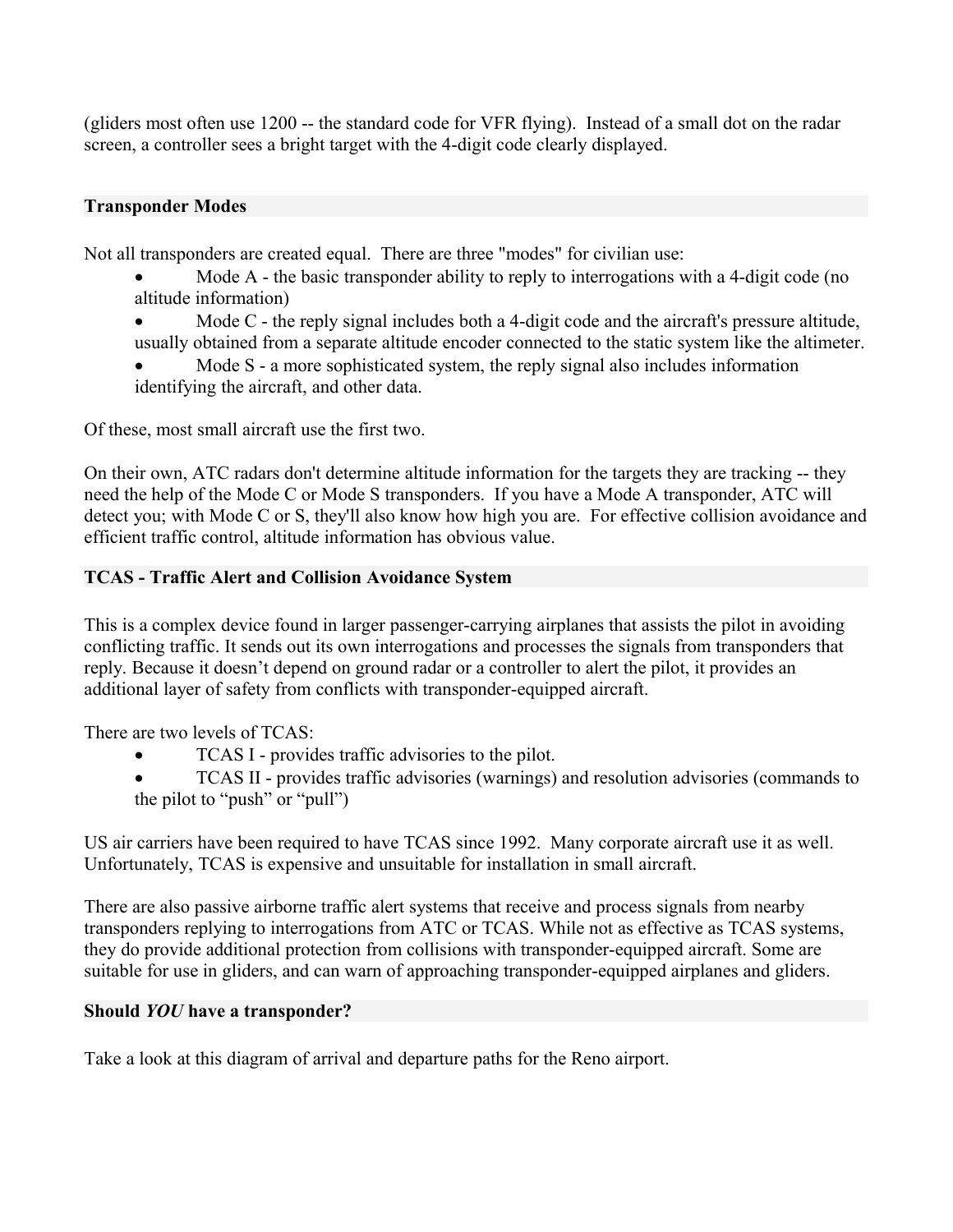(gliders most often use 1200 -- the standard code for VFR flying). Instead of a small dot on the radar screen, a controller sees a bright target with the 4-digit code clearly displayed.

## Transponder Modes

Not all transponders are created equal. There are three "modes" for civilian use:

- Mode A - the basic transponder ability to reply to interrogations with a 4-digit code (no altitude information)
- Mode C - the reply signal includes both a 4-digit code and the aircraft's pressure altitude, usually obtained from a separate altitude encoder connected to the static system like the altimeter.
- Mode S - a more sophisticated system, the reply signal also includes information identifying the aircraft, and other data.

Of these, most small aircraft use the first two.

On their own, ATC radars don't determine altitude information for the targets they are tracking -- they need the help of the Mode C or Mode S transponders. If you have a Mode A transponder, ATC will detect you; with Mode C or S, they'll also know how high you are. For effective collision avoidance and efficient traffic control, altitude information has obvious value.

## TCAS - Traffic Alert and Collision Avoidance System

This is a complex device found in larger passenger-carrying airplanes that assists the pilot in avoiding conflicting traffic. It sends out its own interrogations and processes the signals from transponders that reply. Because it doesn't depend on ground radar or a controller to alert the pilot, it provides an additional layer of safety from conflicts with transponder-equipped aircraft.

There are two levels of TCAS:

- TCAS I - provides traffic advisories to the pilot.
- TCAS II - provides traffic advisories (warnings) and resolution advisories (commands to the pilot to "push" or "pull")

US air carriers have been required to have TCAS since 1992. Many corporate aircraft use it as well. Unfortunately, TCAS is expensive and unsuitable for installation in small aircraft.

There are also passive airborne traffic alert systems that receive and process signals from nearby transponders replying to interrogations from ATC or TCAS. While not as effective as TCAS systems, they do provide additional protection from collisions with transponder-equipped aircraft. Some are suitable for use in gliders, and can warn of approaching transponder-equipped airplanes and gliders.

## Should *YOU* have a transponder?

Take a look at this diagram of arrival and departure paths for the Reno airport.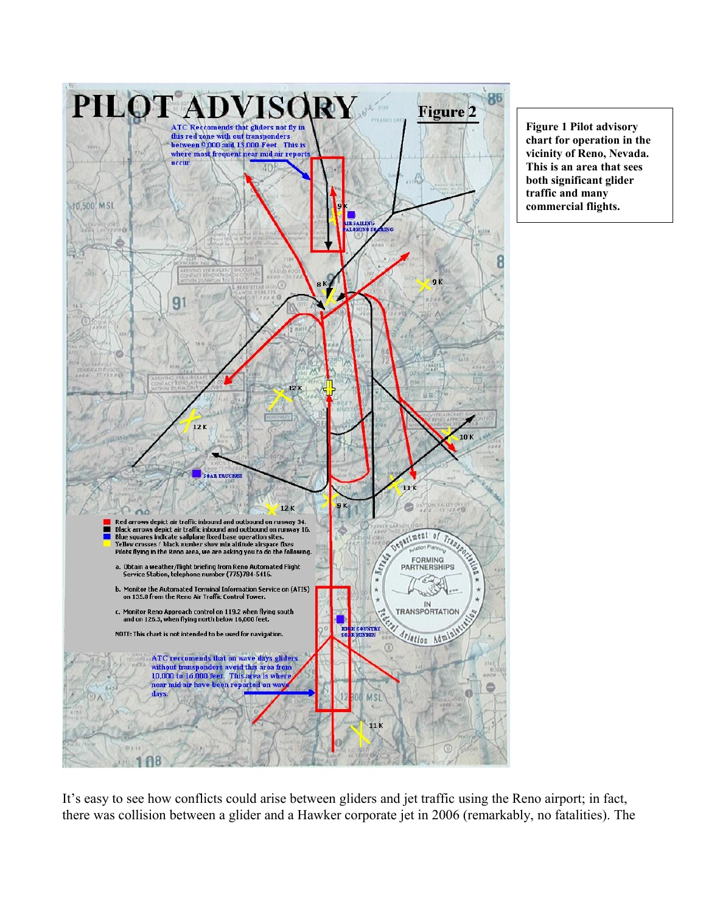Figure 1 Pilot advisory chart for operation in the vicinity of Reno, Nevada. This is an area that sees both significant glider traffic and many commercial flights.

It's easy to see how conflicts could arise between gliders and jet traffic using the Reno airport; in fact, there was collision between a glider and a Hawker corporate jet in 2006 (remarkably, no fatalities). The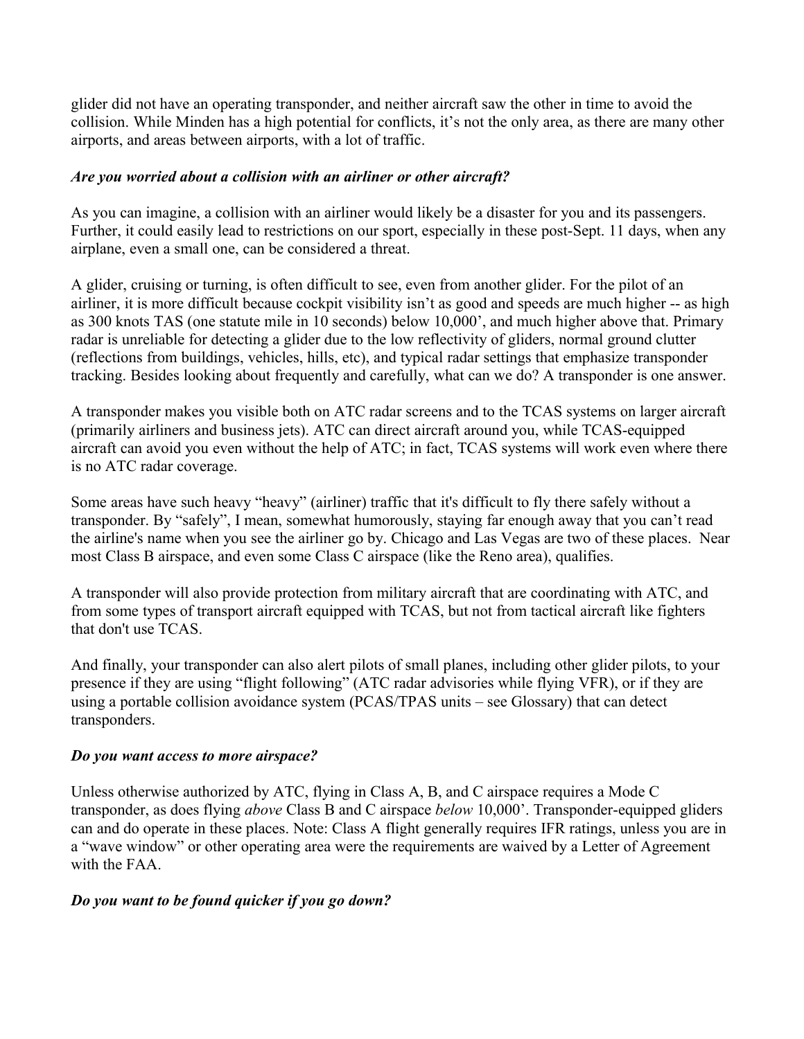glider did not have an operating transponder, and neither aircraft saw the other in time to avoid the collision. While Minden has a high potential for conflicts, it's not the only area, as there are many other airports, and areas between airports, with a lot of traffic.

***Are you worried about a collision with an airliner or other aircraft?***

As you can imagine, a collision with an airliner would likely be a disaster for you and its passengers. Further, it could easily lead to restrictions on our sport, especially in these post-Sept. 11 days, when any airplane, even a small one, can be considered a threat.

A glider, cruising or turning, is often difficult to see, even from another glider. For the pilot of an airliner, it is more difficult because cockpit visibility isn't as good and speeds are much higher -- as high as 300 knots TAS (one statute mile in 10 seconds) below 10,000', and much higher above that. Primary radar is unreliable for detecting a glider due to the low reflectivity of gliders, normal ground clutter (reflections from buildings, vehicles, hills, etc), and typical radar settings that emphasize transponder tracking. Besides looking about frequently and carefully, what can we do? A transponder is one answer.

A transponder makes you visible both on ATC radar screens and to the TCAS systems on larger aircraft (primarily airliners and business jets). ATC can direct aircraft around you, while TCAS-equipped aircraft can avoid you even without the help of ATC; in fact, TCAS systems will work even where there is no ATC radar coverage.

Some areas have such heavy "heavy" (airliner) traffic that it's difficult to fly there safely without a transponder. By "safely", I mean, somewhat humorously, staying far enough away that you can't read the airline's name when you see the airliner go by. Chicago and Las Vegas are two of these places. Near most Class B airspace, and even some Class C airspace (like the Reno area), qualifies.

A transponder will also provide protection from military aircraft that are coordinating with ATC, and from some types of transport aircraft equipped with TCAS, but not from tactical aircraft like fighters that don't use TCAS.

And finally, your transponder can also alert pilots of small planes, including other glider pilots, to your presence if they are using "flight following" (ATC radar advisories while flying VFR), or if they are using a portable collision avoidance system (PCAS/TPAS units – see Glossary) that can detect transponders.

***Do you want access to more airspace?***

Unless otherwise authorized by ATC, flying in Class A, B, and C airspace requires a Mode C transponder, as does flying *above* Class B and C airspace *below* 10,000'. Transponder-equipped gliders can and do operate in these places. Note: Class A flight generally requires IFR ratings, unless you are in a "wave window" or other operating area were the requirements are waived by a Letter of Agreement with the FAA.

***Do you want to be found quicker if you go down?***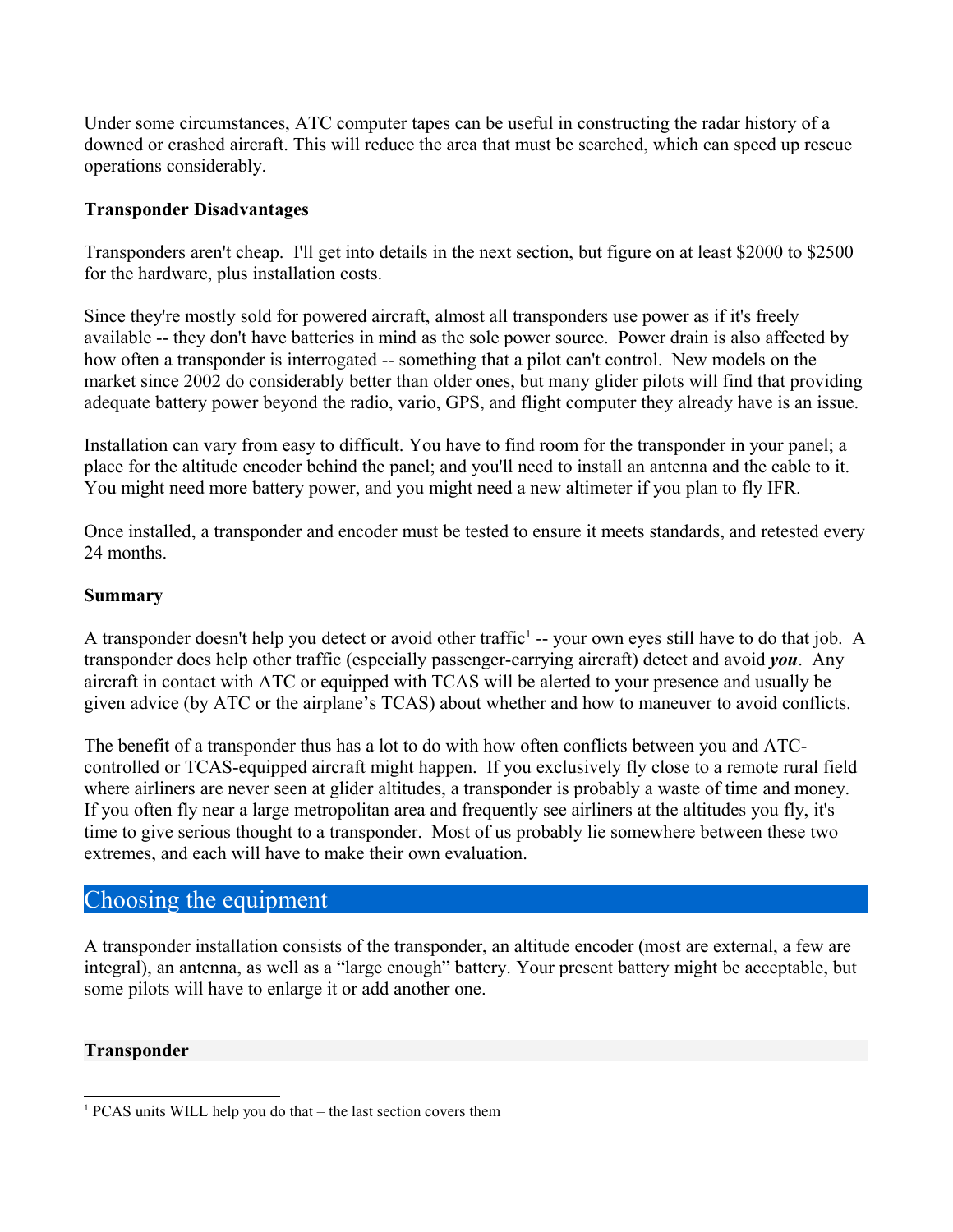Under some circumstances, ATC computer tapes can be useful in constructing the radar history of a downed or crashed aircraft. This will reduce the area that must be searched, which can speed up rescue operations considerably.

**Transponder Disadvantages**

Transponders aren't cheap. I'll get into details in the next section, but figure on at least $2000 to $2500 for the hardware, plus installation costs.

Since they're mostly sold for powered aircraft, almost all transponders use power as if it's freely available -- they don't have batteries in mind as the sole power source. Power drain is also affected by how often a transponder is interrogated -- something that a pilot can't control. New models on the market since 2002 do considerably better than older ones, but many glider pilots will find that providing adequate battery power beyond the radio, vario, GPS, and flight computer they already have is an issue.

Installation can vary from easy to difficult. You have to find room for the transponder in your panel; a place for the altitude encoder behind the panel; and you'll need to install an antenna and the cable to it. You might need more battery power, and you might need a new altimeter if you plan to fly IFR.

Once installed, a transponder and encoder must be tested to ensure it meets standards, and retested every 24 months.

**Summary**

A transponder doesn't help you detect or avoid other traffic[1] -- your own eyes still have to do that job. A transponder does help other traffic (especially passenger-carrying aircraft) detect and avoid ***you***. Any aircraft in contact with ATC or equipped with TCAS will be alerted to your presence and usually be given advice (by ATC or the airplane's TCAS) about whether and how to maneuver to avoid conflicts.

The benefit of a transponder thus has a lot to do with how often conflicts between you and ATC-controlled or TCAS-equipped aircraft might happen. If you exclusively fly close to a remote rural field where airliners are never seen at glider altitudes, a transponder is probably a waste of time and money. If you often fly near a large metropolitan area and frequently see airliners at the altitudes you fly, it's time to give serious thought to a transponder. Most of us probably lie somewhere between these two extremes, and each will have to make their own evaluation.

## Choosing the equipment

A transponder installation consists of the transponder, an altitude encoder (most are external, a few are integral), an antenna, as well as a "large enough" battery. Your present battery might be acceptable, but some pilots will have to enlarge it or add another one.

**Transponder**

[1] PCAS units WILL help you do that – the last section covers them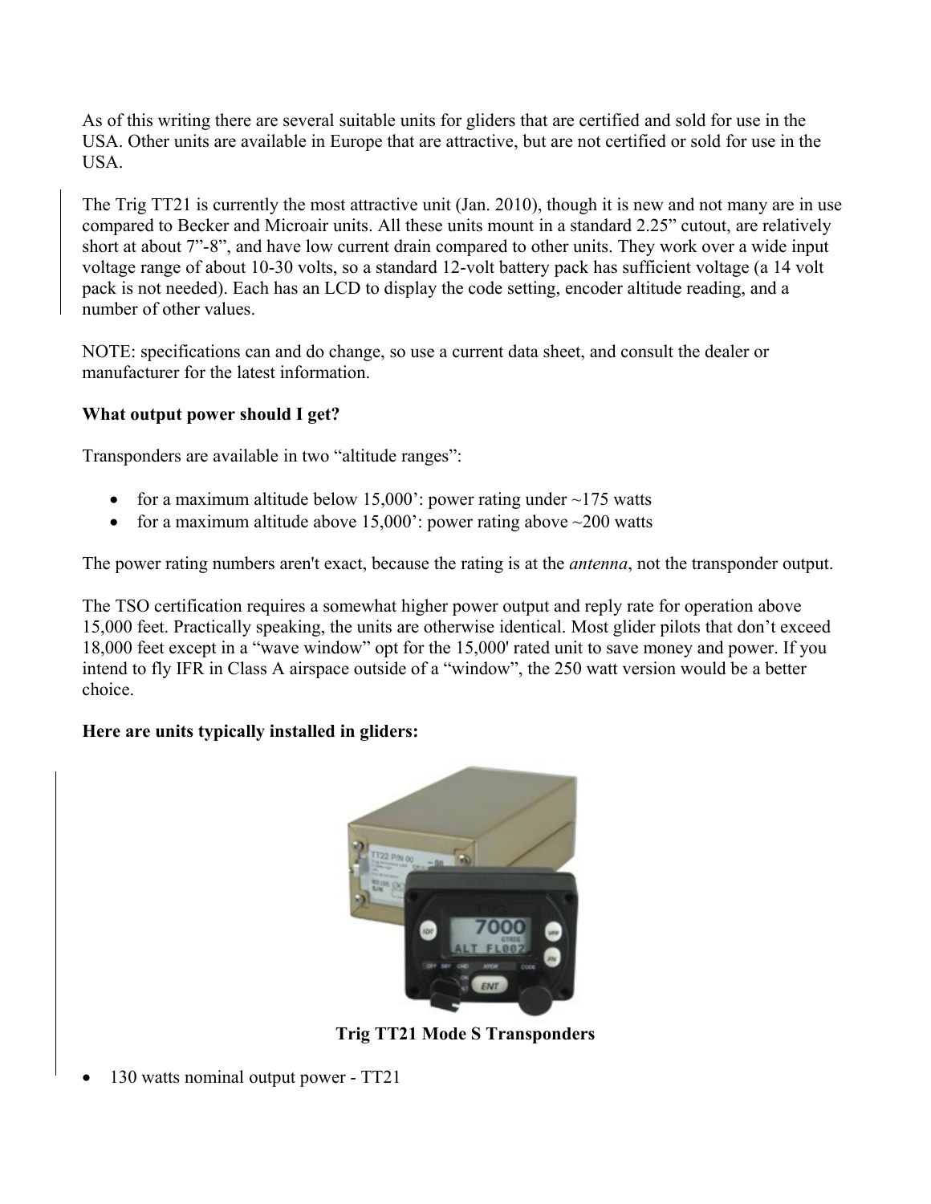As of this writing there are several suitable units for gliders that are certified and sold for use in the USA. Other units are available in Europe that are attractive, but are not certified or sold for use in the USA.

The Trig TT21 is currently the most attractive unit (Jan. 2010), though it is new and not many are in use compared to Becker and Microair units. All these units mount in a standard 2.25" cutout, are relatively short at about 7"-8", and have low current drain compared to other units. They work over a wide input voltage range of about 10-30 volts, so a standard 12-volt battery pack has sufficient voltage (a 14 volt pack is not needed). Each has an LCD to display the code setting, encoder altitude reading, and a number of other values.

NOTE: specifications can and do change, so use a current data sheet, and consult the dealer or manufacturer for the latest information.

**What output power should I get?**

Transponders are available in two "altitude ranges":

- for a maximum altitude below 15,000': power rating under ~175 watts
- for a maximum altitude above 15,000': power rating above ~200 watts

The power rating numbers aren't exact, because the rating is at the *antenna*, not the transponder output.

The TSO certification requires a somewhat higher power output and reply rate for operation above 15,000 feet. Practically speaking, the units are otherwise identical. Most glider pilots that don't exceed 18,000 feet except in a "wave window" opt for the 15,000' rated unit to save money and power. If you intend to fly IFR in Class A airspace outside of a "window", the 250 watt version would be a better choice.

**Here are units typically installed in gliders:**

**Trig TT21 Mode S Transponders**

- 130 watts nominal output power - TT21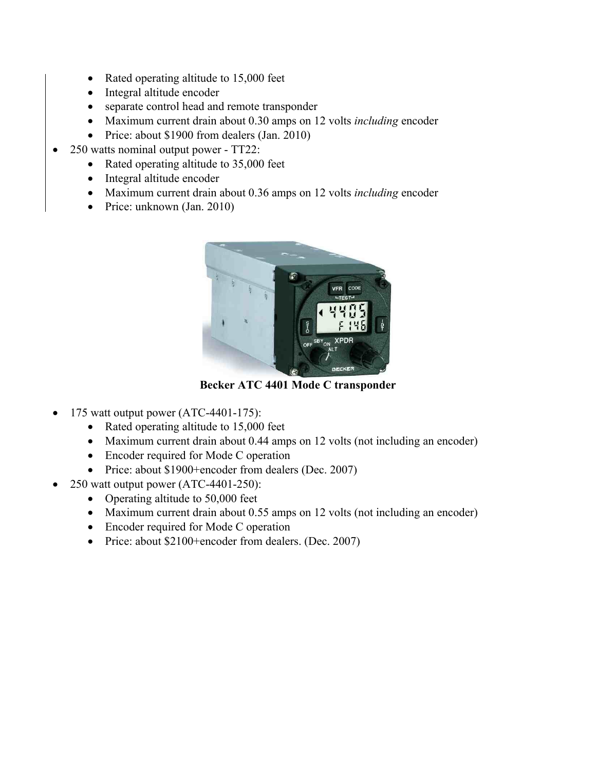- Rated operating altitude to 15,000 feet
    - Integral altitude encoder
    - separate control head and remote transponder
    - Maximum current drain about 0.30 amps on 12 volts *including* encoder
    - Price: about $1900 from dealers (Jan. 2010)
- 250 watts nominal output power - TT22:
    - Rated operating altitude to 35,000 feet
    - Integral altitude encoder
    - Maximum current drain about 0.36 amps on 12 volts *including* encoder
    - Price: unknown (Jan. 2010)

**Becker ATC 4401 Mode C transponder**

- 175 watt output power (ATC-4401-175):
    - Rated operating altitude to 15,000 feet
    - Maximum current drain about 0.44 amps on 12 volts (not including an encoder)
    - Encoder required for Mode C operation
    - Price: about $1900+encoder from dealers (Dec. 2007)
- 250 watt output power (ATC-4401-250):
    - Operating altitude to 50,000 feet
    - Maximum current drain about 0.55 amps on 12 volts (not including an encoder)
    - Encoder required for Mode C operation
    - Price: about $2100+encoder from dealers. (Dec. 2007)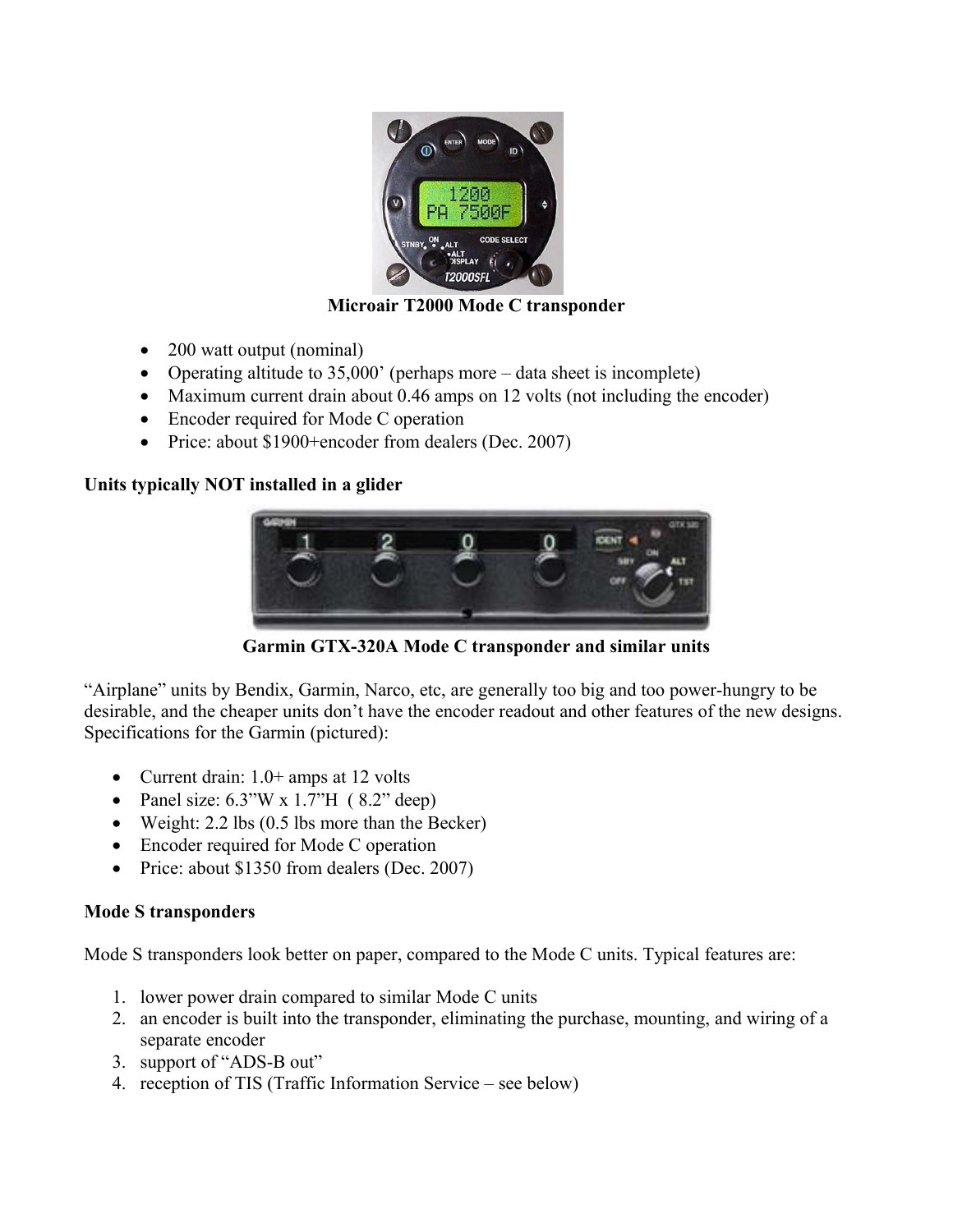**Microair T2000 Mode C transponder**

- 200 watt output (nominal)
- Operating altitude to 35,000' (perhaps more – data sheet is incomplete)
- Maximum current drain about 0.46 amps on 12 volts (not including the encoder)
- Encoder required for Mode C operation
- Price: about $1900+encoder from dealers (Dec. 2007)

**Units typically NOT installed in a glider**

**Garmin GTX-320A Mode C transponder and similar units**

"Airplane" units by Bendix, Garmin, Narco, etc, are generally too big and too power-hungry to be desirable, and the cheaper units don't have the encoder readout and other features of the new designs. Specifications for the Garmin (pictured):

- Current drain: 1.0+ amps at 12 volts
- Panel size: 6.3"W x 1.7"H ( 8.2" deep)
- Weight: 2.2 lbs (0.5 lbs more than the Becker)
- Encoder required for Mode C operation
- Price: about $1350 from dealers (Dec. 2007)

**Mode S transponders**

Mode S transponders look better on paper, compared to the Mode C units. Typical features are:

1. lower power drain compared to similar Mode C units
2. an encoder is built into the transponder, eliminating the purchase, mounting, and wiring of a separate encoder
3. support of "ADS-B out"
4. reception of TIS (Traffic Information Service – see below)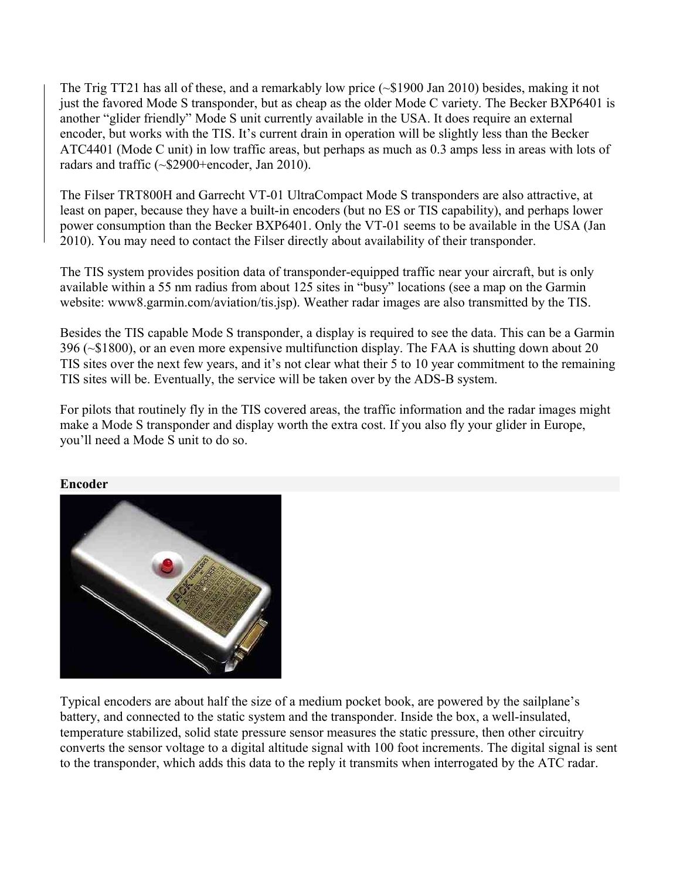The Trig TT21 has all of these, and a remarkably low price (~$1900 Jan 2010) besides, making it not just the favored Mode S transponder, but as cheap as the older Mode C variety. The Becker BXP6401 is another "glider friendly" Mode S unit currently available in the USA. It does require an external encoder, but works with the TIS. It's current drain in operation will be slightly less than the Becker ATC4401 (Mode C unit) in low traffic areas, but perhaps as much as 0.3 amps less in areas with lots of radars and traffic (~$2900+encoder, Jan 2010).

The Filser TRT800H and Garrecht VT-01 UltraCompact Mode S transponders are also attractive, at least on paper, because they have a built-in encoders (but no ES or TIS capability), and perhaps lower power consumption than the Becker BXP6401. Only the VT-01 seems to be available in the USA (Jan 2010). You may need to contact the Filser directly about availability of their transponder.

The TIS system provides position data of transponder-equipped traffic near your aircraft, but is only available within a 55 nm radius from about 125 sites in "busy" locations (see a map on the Garmin website: www8.garmin.com/aviation/tis.jsp). Weather radar images are also transmitted by the TIS.

Besides the TIS capable Mode S transponder, a display is required to see the data. This can be a Garmin 396 (~$1800), or an even more expensive multifunction display. The FAA is shutting down about 20 TIS sites over the next few years, and it's not clear what their 5 to 10 year commitment to the remaining TIS sites will be. Eventually, the service will be taken over by the ADS-B system.

For pilots that routinely fly in the TIS covered areas, the traffic information and the radar images might make a Mode S transponder and display worth the extra cost. If you also fly your glider in Europe, you'll need a Mode S unit to do so.

**Encoder**

Typical encoders are about half the size of a medium pocket book, are powered by the sailplane's battery, and connected to the static system and the transponder. Inside the box, a well-insulated, temperature stabilized, solid state pressure sensor measures the static pressure, then other circuitry converts the sensor voltage to a digital altitude signal with 100 foot increments. The digital signal is sent to the transponder, which adds this data to the reply it transmits when interrogated by the ATC radar.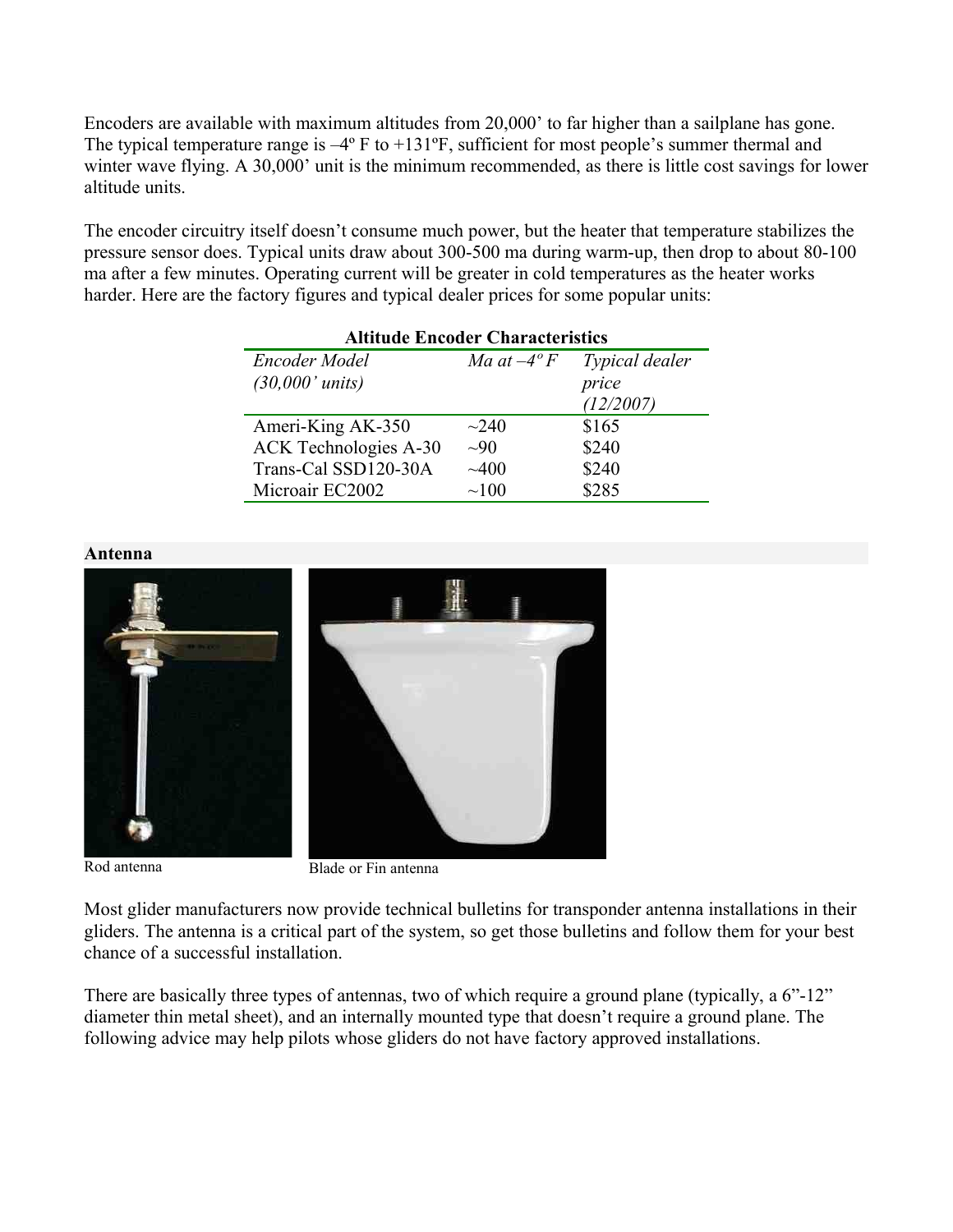Encoders are available with maximum altitudes from 20,000' to far higher than a sailplane has gone. The typical temperature range is –4º F to +131ºF, sufficient for most people's summer thermal and winter wave flying. A 30,000' unit is the minimum recommended, as there is little cost savings for lower altitude units.

The encoder circuitry itself doesn't consume much power, but the heater that temperature stabilizes the pressure sensor does. Typical units draw about 300-500 ma during warm-up, then drop to about 80-100 ma after a few minutes. Operating current will be greater in cold temperatures as the heater works harder. Here are the factory figures and typical dealer prices for some popular units:

**Altitude Encoder Characteristics**

| *Encoder Model (30,000' units)* | *Ma at –4º F* | *Typical dealer price (12/2007)* |
|---|---|---|
| Ameri-King AK-350 | ~240 | $165 |
| ACK Technologies A-30 | ~90 | $240 |
| Trans-Cal SSD120-30A | ~400 | $240 |
| Microair EC2002 | ~100 | $285 |

**Antenna**

Rod antenna

Blade or Fin antenna

Most glider manufacturers now provide technical bulletins for transponder antenna installations in their gliders. The antenna is a critical part of the system, so get those bulletins and follow them for your best chance of a successful installation.

There are basically three types of antennas, two of which require a ground plane (typically, a 6"-12" diameter thin metal sheet), and an internally mounted type that doesn't require a ground plane. The following advice may help pilots whose gliders do not have factory approved installations.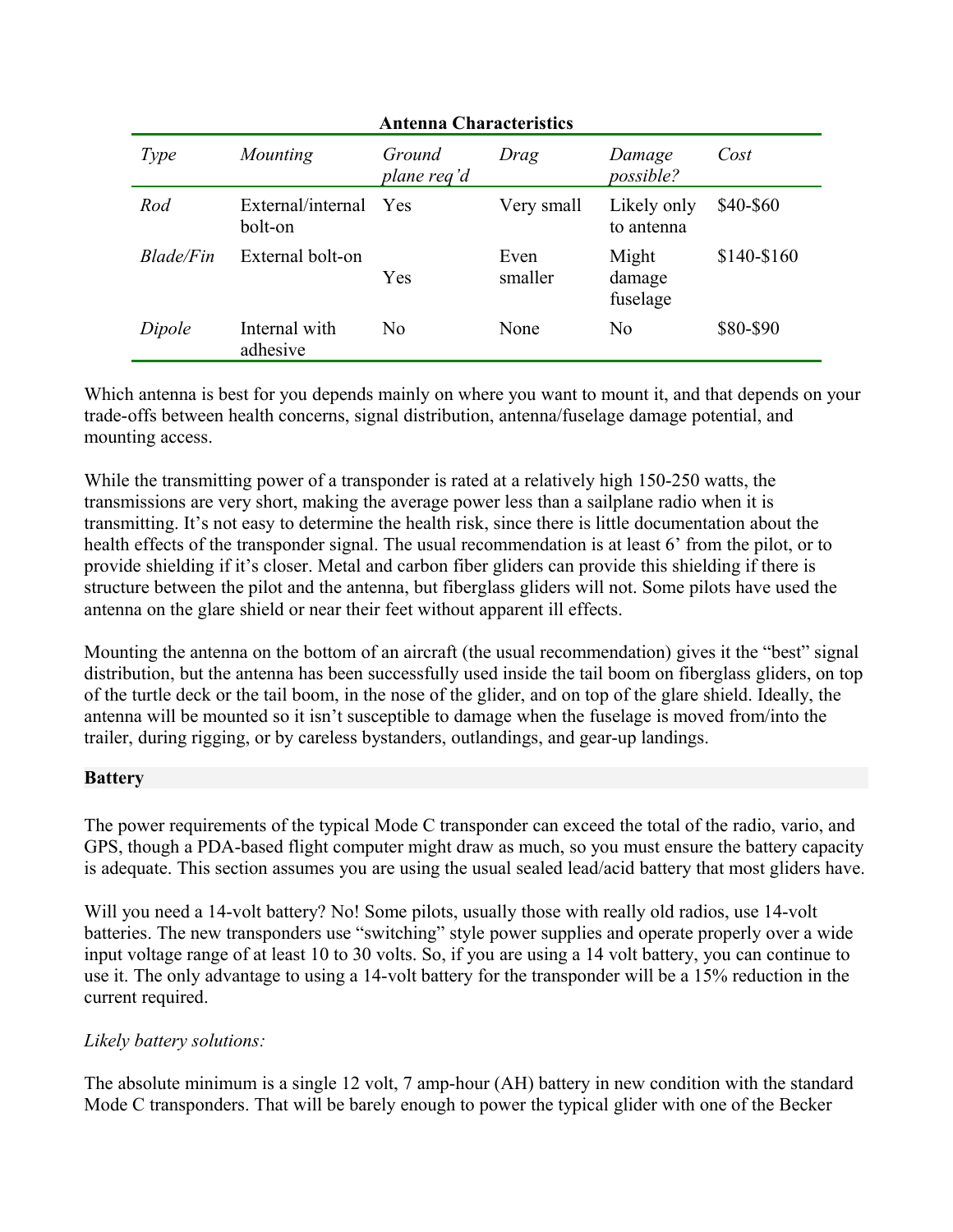**Antenna Characteristics**

| *Type* | *Mounting* | *Ground plane req'd* | *Drag* | *Damage possible?* | *Cost* |
|---|---|---|---|---|---|
| *Rod* | External/internal bolt-on | Yes | Very small | Likely only to antenna | $40-$60 |
| *Blade/Fin* | External bolt-on | Yes | Even smaller | Might damage fuselage | $140-$160 |
| *Dipole* | Internal with adhesive | No | None | No | $80-$90 |

Which antenna is best for you depends mainly on where you want to mount it, and that depends on your trade-offs between health concerns, signal distribution, antenna/fuselage damage potential, and mounting access.

While the transmitting power of a transponder is rated at a relatively high 150-250 watts, the transmissions are very short, making the average power less than a sailplane radio when it is transmitting. It's not easy to determine the health risk, since there is little documentation about the health effects of the transponder signal. The usual recommendation is at least 6' from the pilot, or to provide shielding if it's closer. Metal and carbon fiber gliders can provide this shielding if there is structure between the pilot and the antenna, but fiberglass gliders will not. Some pilots have used the antenna on the glare shield or near their feet without apparent ill effects.

Mounting the antenna on the bottom of an aircraft (the usual recommendation) gives it the "best" signal distribution, but the antenna has been successfully used inside the tail boom on fiberglass gliders, on top of the turtle deck or the tail boom, in the nose of the glider, and on top of the glare shield. Ideally, the antenna will be mounted so it isn't susceptible to damage when the fuselage is moved from/into the trailer, during rigging, or by careless bystanders, outlandings, and gear-up landings.

## Battery

The power requirements of the typical Mode C transponder can exceed the total of the radio, vario, and GPS, though a PDA-based flight computer might draw as much, so you must ensure the battery capacity is adequate. This section assumes you are using the usual sealed lead/acid battery that most gliders have.

Will you need a 14-volt battery? No! Some pilots, usually those with really old radios, use 14-volt batteries. The new transponders use "switching" style power supplies and operate properly over a wide input voltage range of at least 10 to 30 volts. So, if you are using a 14 volt battery, you can continue to use it. The only advantage to using a 14-volt battery for the transponder will be a 15% reduction in the current required.

*Likely battery solutions:*

The absolute minimum is a single 12 volt, 7 amp-hour (AH) battery in new condition with the standard Mode C transponders. That will be barely enough to power the typical glider with one of the Becker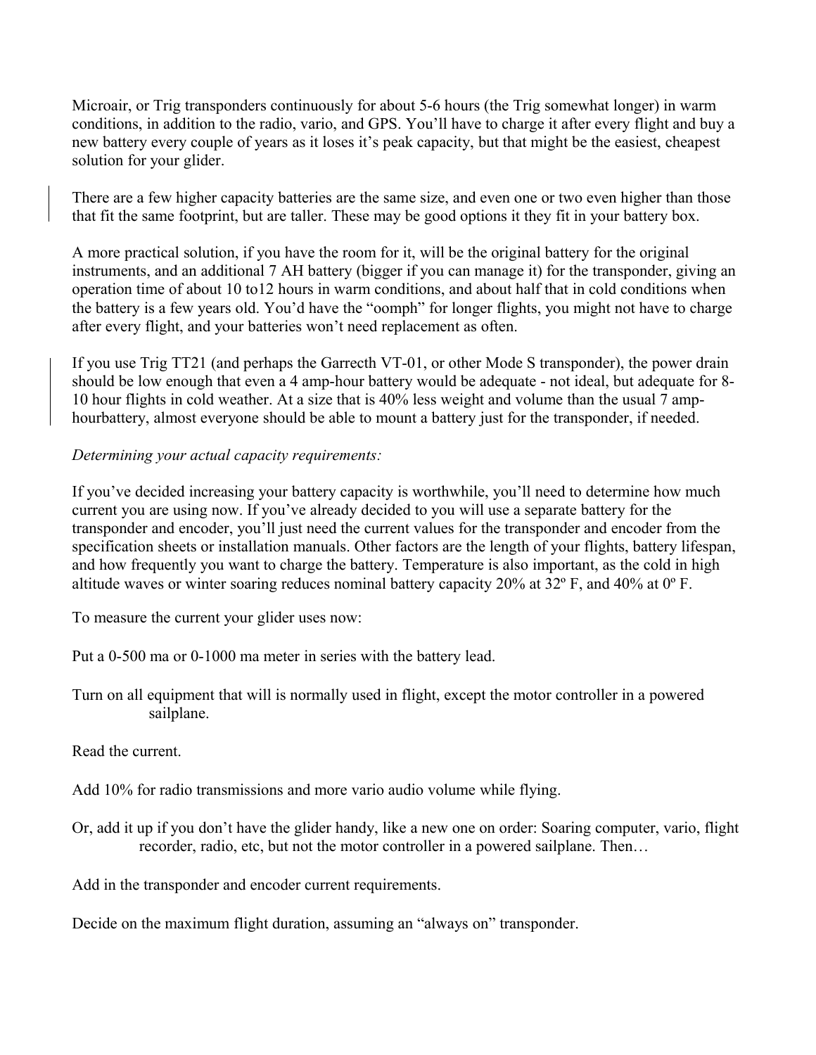Microair, or Trig transponders continuously for about 5-6 hours (the Trig somewhat longer) in warm conditions, in addition to the radio, vario, and GPS. You'll have to charge it after every flight and buy a new battery every couple of years as it loses it's peak capacity, but that might be the easiest, cheapest solution for your glider.

There are a few higher capacity batteries are the same size, and even one or two even higher than those that fit the same footprint, but are taller. These may be good options it they fit in your battery box.

A more practical solution, if you have the room for it, will be the original battery for the original instruments, and an additional 7 AH battery (bigger if you can manage it) for the transponder, giving an operation time of about 10 to12 hours in warm conditions, and about half that in cold conditions when the battery is a few years old. You'd have the "oomph" for longer flights, you might not have to charge after every flight, and your batteries won't need replacement as often.

If you use Trig TT21 (and perhaps the Garrecth VT-01, or other Mode S transponder), the power drain should be low enough that even a 4 amp-hour battery would be adequate - not ideal, but adequate for 8-10 hour flights in cold weather. At a size that is 40% less weight and volume than the usual 7 amp-hourbattery, almost everyone should be able to mount a battery just for the transponder, if needed.

*Determining your actual capacity requirements:*

If you've decided increasing your battery capacity is worthwhile, you'll need to determine how much current you are using now. If you've already decided to you will use a separate battery for the transponder and encoder, you'll just need the current values for the transponder and encoder from the specification sheets or installation manuals. Other factors are the length of your flights, battery lifespan, and how frequently you want to charge the battery. Temperature is also important, as the cold in high altitude waves or winter soaring reduces nominal battery capacity 20% at 32º F, and 40% at 0º F.

To measure the current your glider uses now:

Put a 0-500 ma or 0-1000 ma meter in series with the battery lead.

Turn on all equipment that will is normally used in flight, except the motor controller in a powered sailplane.

Read the current.

Add 10% for radio transmissions and more vario audio volume while flying.

Or, add it up if you don't have the glider handy, like a new one on order: Soaring computer, vario, flight recorder, radio, etc, but not the motor controller in a powered sailplane. Then…

Add in the transponder and encoder current requirements.

Decide on the maximum flight duration, assuming an "always on" transponder.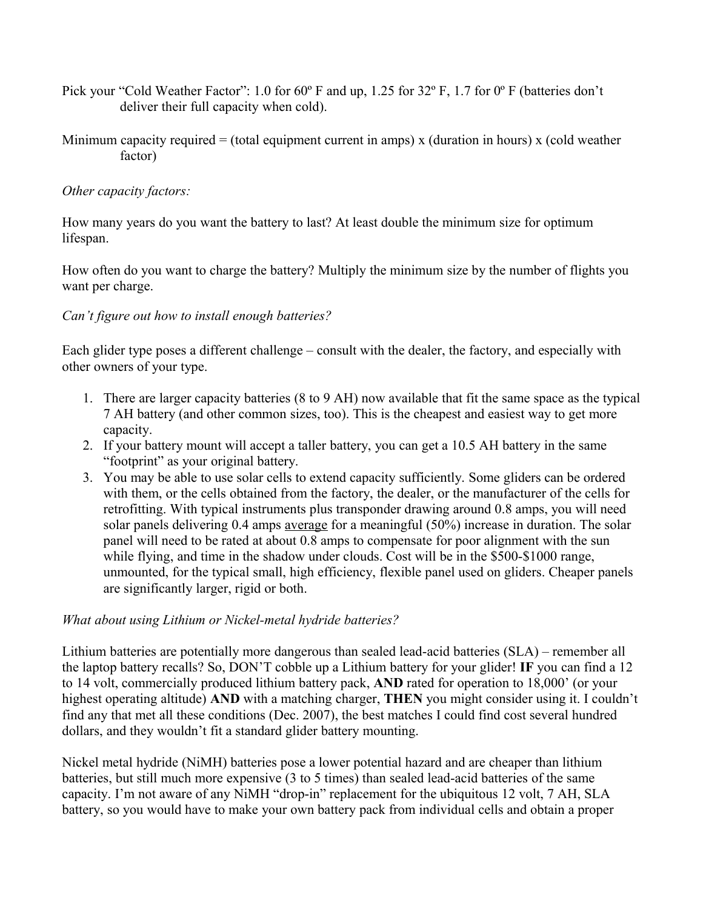Pick your "Cold Weather Factor": 1.0 for 60º F and up, 1.25 for 32º F, 1.7 for 0º F (batteries don't deliver their full capacity when cold).

Minimum capacity required = (total equipment current in amps) x (duration in hours) x (cold weather factor)

*Other capacity factors:*

How many years do you want the battery to last? At least double the minimum size for optimum lifespan.

How often do you want to charge the battery? Multiply the minimum size by the number of flights you want per charge.

*Can't figure out how to install enough batteries?*

Each glider type poses a different challenge – consult with the dealer, the factory, and especially with other owners of your type.

1. There are larger capacity batteries (8 to 9 AH) now available that fit the same space as the typical 7 AH battery (and other common sizes, too). This is the cheapest and easiest way to get more capacity.
2. If your battery mount will accept a taller battery, you can get a 10.5 AH battery in the same "footprint" as your original battery.
3. You may be able to use solar cells to extend capacity sufficiently. Some gliders can be ordered with them, or the cells obtained from the factory, the dealer, or the manufacturer of the cells for retrofitting. With typical instruments plus transponder drawing around 0.8 amps, you will need solar panels delivering 0.4 amps <u>average</u> for a meaningful (50%) increase in duration. The solar panel will need to be rated at about 0.8 amps to compensate for poor alignment with the sun while flying, and time in the shadow under clouds. Cost will be in the $500-$1000 range, unmounted, for the typical small, high efficiency, flexible panel used on gliders. Cheaper panels are significantly larger, rigid or both.

*What about using Lithium or Nickel-metal hydride batteries?*

Lithium batteries are potentially more dangerous than sealed lead-acid batteries (SLA) – remember all the laptop battery recalls? So, DON'T cobble up a Lithium battery for your glider! **IF** you can find a 12 to 14 volt, commercially produced lithium battery pack, **AND** rated for operation to 18,000' (or your highest operating altitude) **AND** with a matching charger, **THEN** you might consider using it. I couldn't find any that met all these conditions (Dec. 2007), the best matches I could find cost several hundred dollars, and they wouldn't fit a standard glider battery mounting.

Nickel metal hydride (NiMH) batteries pose a lower potential hazard and are cheaper than lithium batteries, but still much more expensive (3 to 5 times) than sealed lead-acid batteries of the same capacity. I'm not aware of any NiMH "drop-in" replacement for the ubiquitous 12 volt, 7 AH, SLA battery, so you would have to make your own battery pack from individual cells and obtain a proper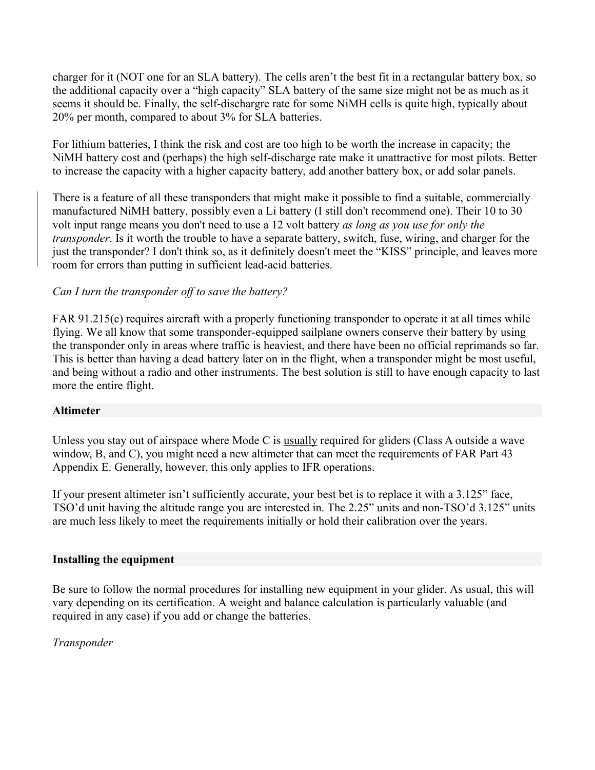charger for it (NOT one for an SLA battery). The cells aren't the best fit in a rectangular battery box, so the additional capacity over a "high capacity" SLA battery of the same size might not be as much as it seems it should be. Finally, the self-dischargre rate for some NiMH cells is quite high, typically about 20% per month, compared to about 3% for SLA batteries.

For lithium batteries, I think the risk and cost are too high to be worth the increase in capacity; the NiMH battery cost and (perhaps) the high self-discharge rate make it unattractive for most pilots. Better to increase the capacity with a higher capacity battery, add another battery box, or add solar panels.

There is a feature of all these transponders that might make it possible to find a suitable, commercially manufactured NiMH battery, possibly even a Li battery (I still don't recommend one). Their 10 to 30 volt input range means you don't need to use a 12 volt battery *as long as you use for only the transponder*. Is it worth the trouble to have a separate battery, switch, fuse, wiring, and charger for the just the transponder? I don't think so, as it definitely doesn't meet the "KISS" principle, and leaves more room for errors than putting in sufficient lead-acid batteries.

*Can I turn the transponder off to save the battery?*

FAR 91.215(c) requires aircraft with a properly functioning transponder to operate it at all times while flying. We all know that some transponder-equipped sailplane owners conserve their battery by using the transponder only in areas where traffic is heaviest, and there have been no official reprimands so far. This is better than having a dead battery later on in the flight, when a transponder might be most useful, and being without a radio and other instruments. The best solution is still to have enough capacity to last more the entire flight.

**Altimeter**

Unless you stay out of airspace where Mode C is <u>usually</u> required for gliders (Class A outside a wave window, B, and C), you might need a new altimeter that can meet the requirements of FAR Part 43 Appendix E. Generally, however, this only applies to IFR operations.

If your present altimeter isn't sufficiently accurate, your best bet is to replace it with a 3.125" face, TSO'd unit having the altitude range you are interested in. The 2.25" units and non-TSO'd 3.125" units are much less likely to meet the requirements initially or hold their calibration over the years.

**Installing the equipment**

Be sure to follow the normal procedures for installing new equipment in your glider. As usual, this will vary depending on its certification. A weight and balance calculation is particularly valuable (and required in any case) if you add or change the batteries.

*Transponder*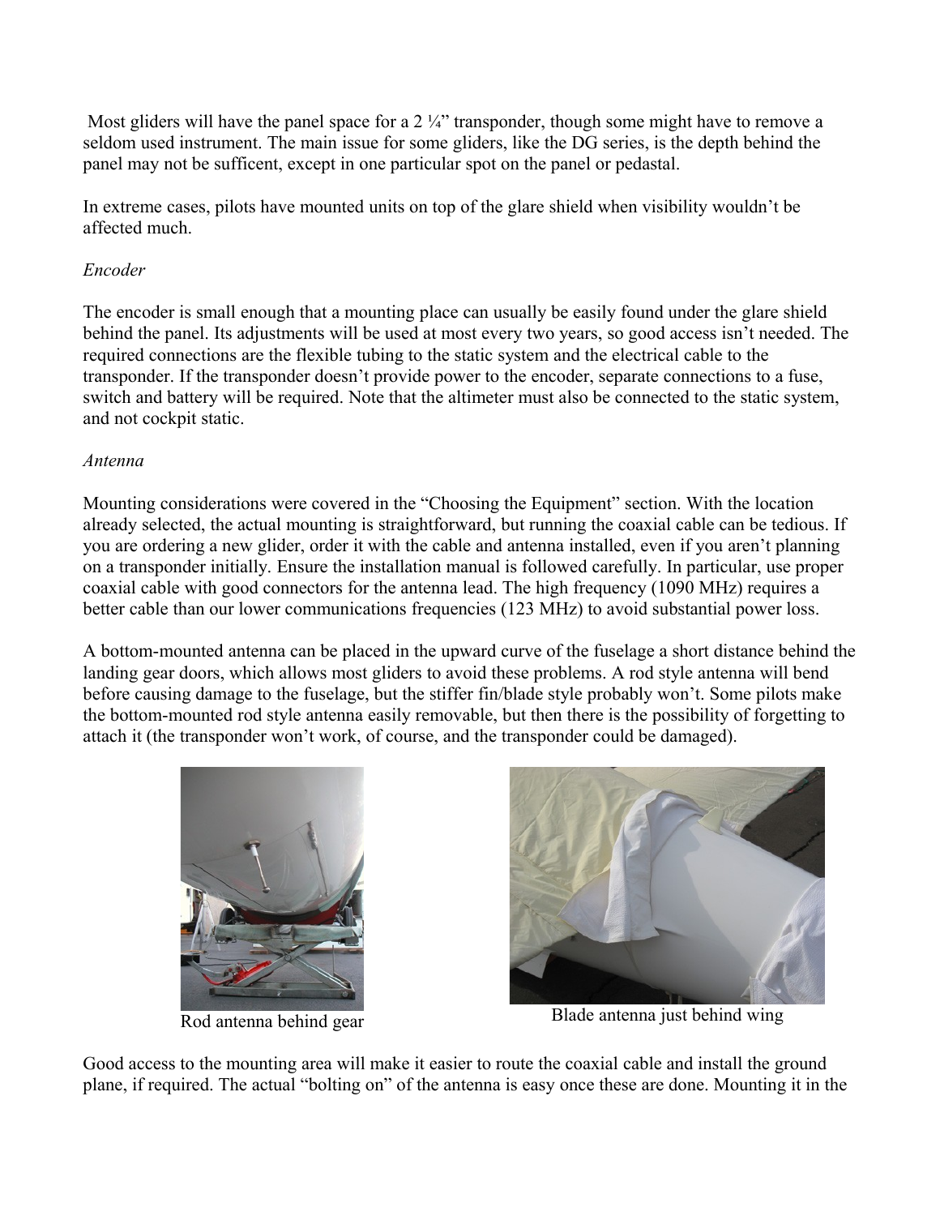Most gliders will have the panel space for a 2 ¼" transponder, though some might have to remove a seldom used instrument. The main issue for some gliders, like the DG series, is the depth behind the panel may not be sufficent, except in one particular spot on the panel or pedastal.

In extreme cases, pilots have mounted units on top of the glare shield when visibility wouldn't be affected much.

*Encoder*

The encoder is small enough that a mounting place can usually be easily found under the glare shield behind the panel. Its adjustments will be used at most every two years, so good access isn't needed. The required connections are the flexible tubing to the static system and the electrical cable to the transponder. If the transponder doesn't provide power to the encoder, separate connections to a fuse, switch and battery will be required. Note that the altimeter must also be connected to the static system, and not cockpit static.

*Antenna*

Mounting considerations were covered in the "Choosing the Equipment" section. With the location already selected, the actual mounting is straightforward, but running the coaxial cable can be tedious. If you are ordering a new glider, order it with the cable and antenna installed, even if you aren't planning on a transponder initially. Ensure the installation manual is followed carefully. In particular, use proper coaxial cable with good connectors for the antenna lead. The high frequency (1090 MHz) requires a better cable than our lower communications frequencies (123 MHz) to avoid substantial power loss.

A bottom-mounted antenna can be placed in the upward curve of the fuselage a short distance behind the landing gear doors, which allows most gliders to avoid these problems. A rod style antenna will bend before causing damage to the fuselage, but the stiffer fin/blade style probably won't. Some pilots make the bottom-mounted rod style antenna easily removable, but then there is the possibility of forgetting to attach it (the transponder won't work, of course, and the transponder could be damaged).

Rod antenna behind gear

Blade antenna just behind wing

Good access to the mounting area will make it easier to route the coaxial cable and install the ground plane, if required. The actual "bolting on" of the antenna is easy once these are done. Mounting it in the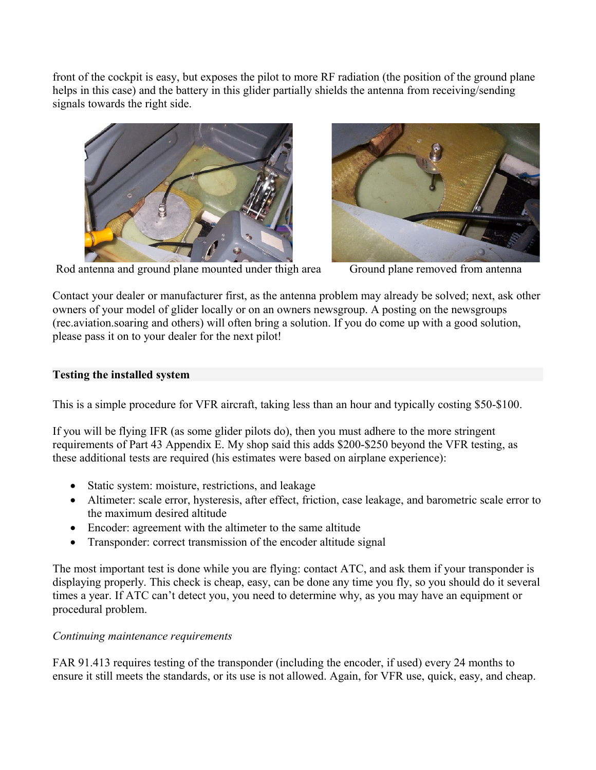front of the cockpit is easy, but exposes the pilot to more RF radiation (the position of the ground plane helps in this case) and the battery in this glider partially shields the antenna from receiving/sending signals towards the right side.

Rod antenna and ground plane mounted under thigh area

Ground plane removed from antenna

Contact your dealer or manufacturer first, as the antenna problem may already be solved; next, ask other owners of your model of glider locally or on an owners newsgroup. A posting on the newsgroups (rec.aviation.soaring and others) will often bring a solution. If you do come up with a good solution, please pass it on to your dealer for the next pilot!

## Testing the installed system

This is a simple procedure for VFR aircraft, taking less than an hour and typically costing $50-$100.

If you will be flying IFR (as some glider pilots do), then you must adhere to the more stringent requirements of Part 43 Appendix E. My shop said this adds $200-$250 beyond the VFR testing, as these additional tests are required (his estimates were based on airplane experience):

- Static system: moisture, restrictions, and leakage
- Altimeter: scale error, hysteresis, after effect, friction, case leakage, and barometric scale error to the maximum desired altitude
- Encoder: agreement with the altimeter to the same altitude
- Transponder: correct transmission of the encoder altitude signal

The most important test is done while you are flying: contact ATC, and ask them if your transponder is displaying properly. This check is cheap, easy, can be done any time you fly, so you should do it several times a year. If ATC can't detect you, you need to determine why, as you may have an equipment or procedural problem.

*Continuing maintenance requirements*

FAR 91.413 requires testing of the transponder (including the encoder, if used) every 24 months to ensure it still meets the standards, or its use is not allowed. Again, for VFR use, quick, easy, and cheap.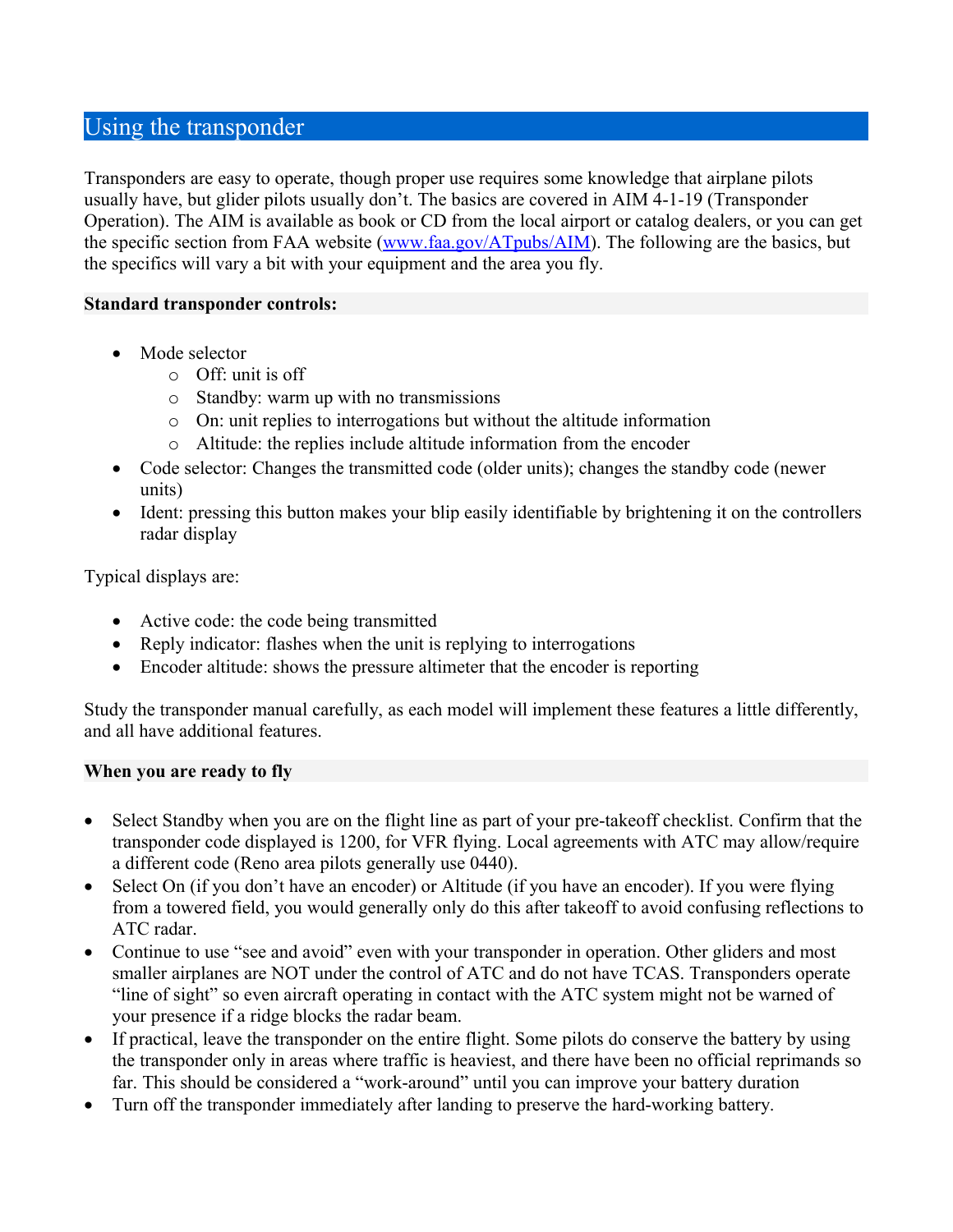## Using the transponder

Transponders are easy to operate, though proper use requires some knowledge that airplane pilots usually have, but glider pilots usually don't. The basics are covered in AIM 4-1-19 (Transponder Operation). The AIM is available as book or CD from the local airport or catalog dealers, or you can get the specific section from FAA website ([www.faa.gov/ATpubs/AIM](www.faa.gov/ATpubs/AIM)). The following are the basics, but the specifics will vary a bit with your equipment and the area you fly.

**Standard transponder controls:**

- Mode selector
  - Off: unit is off
  - Standby: warm up with no transmissions
  - On: unit replies to interrogations but without the altitude information
  - Altitude: the replies include altitude information from the encoder
- Code selector: Changes the transmitted code (older units); changes the standby code (newer units)
- Ident: pressing this button makes your blip easily identifiable by brightening it on the controllers radar display

Typical displays are:

- Active code: the code being transmitted
- Reply indicator: flashes when the unit is replying to interrogations
- Encoder altitude: shows the pressure altimeter that the encoder is reporting

Study the transponder manual carefully, as each model will implement these features a little differently, and all have additional features.

**When you are ready to fly**

- Select Standby when you are on the flight line as part of your pre-takeoff checklist. Confirm that the transponder code displayed is 1200, for VFR flying. Local agreements with ATC may allow/require a different code (Reno area pilots generally use 0440).
- Select On (if you don't have an encoder) or Altitude (if you have an encoder). If you were flying from a towered field, you would generally only do this after takeoff to avoid confusing reflections to ATC radar.
- Continue to use "see and avoid" even with your transponder in operation. Other gliders and most smaller airplanes are NOT under the control of ATC and do not have TCAS. Transponders operate "line of sight" so even aircraft operating in contact with the ATC system might not be warned of your presence if a ridge blocks the radar beam.
- If practical, leave the transponder on the entire flight. Some pilots do conserve the battery by using the transponder only in areas where traffic is heaviest, and there have been no official reprimands so far. This should be considered a "work-around" until you can improve your battery duration
- Turn off the transponder immediately after landing to preserve the hard-working battery.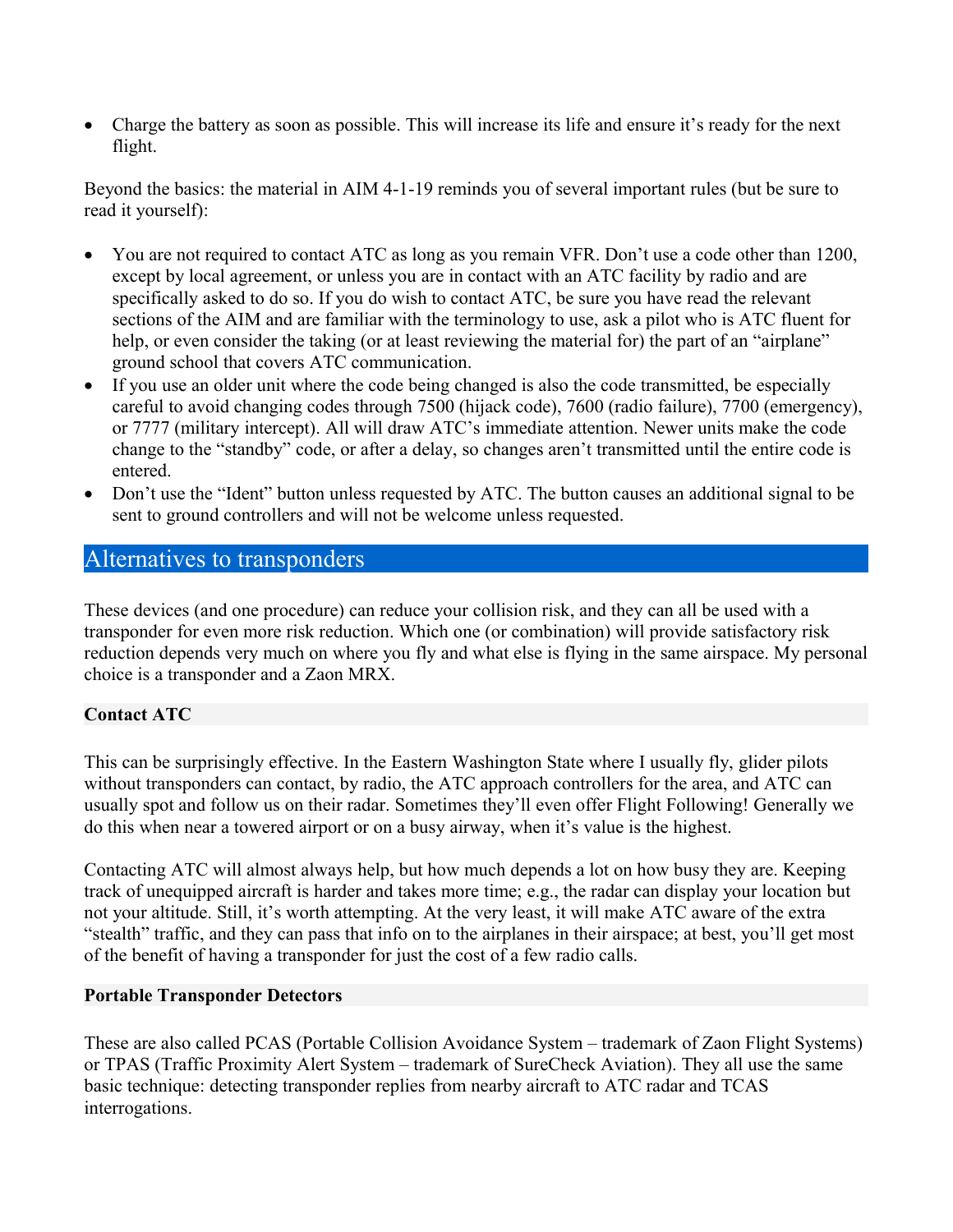- Charge the battery as soon as possible. This will increase its life and ensure it's ready for the next flight.

Beyond the basics: the material in AIM 4-1-19 reminds you of several important rules (but be sure to read it yourself):

- You are not required to contact ATC as long as you remain VFR. Don't use a code other than 1200, except by local agreement, or unless you are in contact with an ATC facility by radio and are specifically asked to do so. If you do wish to contact ATC, be sure you have read the relevant sections of the AIM and are familiar with the terminology to use, ask a pilot who is ATC fluent for help, or even consider the taking (or at least reviewing the material for) the part of an "airplane" ground school that covers ATC communication.
- If you use an older unit where the code being changed is also the code transmitted, be especially careful to avoid changing codes through 7500 (hijack code), 7600 (radio failure), 7700 (emergency), or 7777 (military intercept). All will draw ATC's immediate attention. Newer units make the code change to the "standby" code, or after a delay, so changes aren't transmitted until the entire code is entered.
- Don't use the "Ident" button unless requested by ATC. The button causes an additional signal to be sent to ground controllers and will not be welcome unless requested.

## Alternatives to transponders

These devices (and one procedure) can reduce your collision risk, and they can all be used with a transponder for even more risk reduction. Which one (or combination) will provide satisfactory risk reduction depends very much on where you fly and what else is flying in the same airspace. My personal choice is a transponder and a Zaon MRX.

### Contact ATC

This can be surprisingly effective. In the Eastern Washington State where I usually fly, glider pilots without transponders can contact, by radio, the ATC approach controllers for the area, and ATC can usually spot and follow us on their radar. Sometimes they'll even offer Flight Following! Generally we do this when near a towered airport or on a busy airway, when it's value is the highest.

Contacting ATC will almost always help, but how much depends a lot on how busy they are. Keeping track of unequipped aircraft is harder and takes more time; e.g., the radar can display your location but not your altitude. Still, it's worth attempting. At the very least, it will make ATC aware of the extra "stealth" traffic, and they can pass that info on to the airplanes in their airspace; at best, you'll get most of the benefit of having a transponder for just the cost of a few radio calls.

### Portable Transponder Detectors

These are also called PCAS (Portable Collision Avoidance System – trademark of Zaon Flight Systems) or TPAS (Traffic Proximity Alert System – trademark of SureCheck Aviation). They all use the same basic technique: detecting transponder replies from nearby aircraft to ATC radar and TCAS interrogations.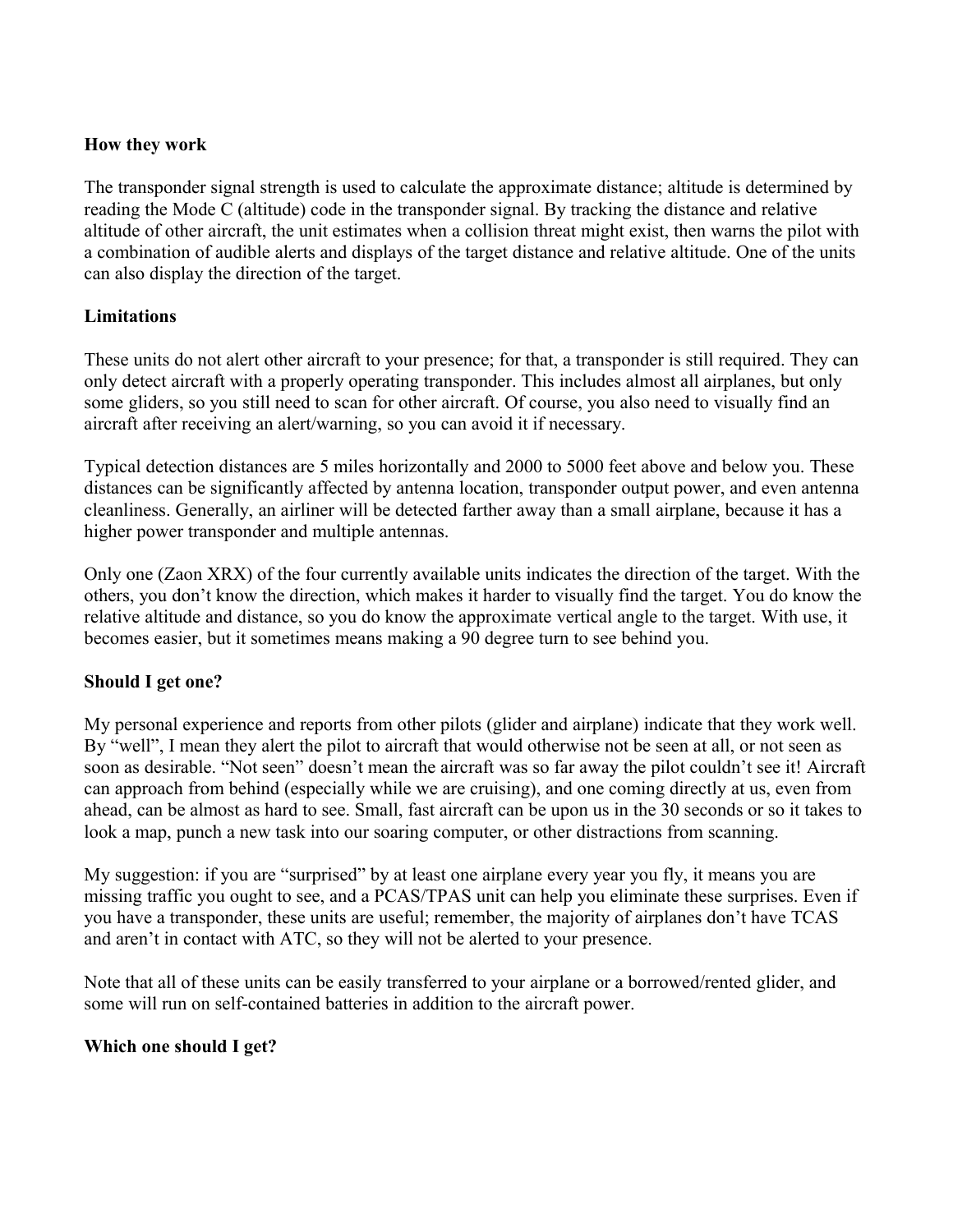**How they work**

The transponder signal strength is used to calculate the approximate distance; altitude is determined by reading the Mode C (altitude) code in the transponder signal. By tracking the distance and relative altitude of other aircraft, the unit estimates when a collision threat might exist, then warns the pilot with a combination of audible alerts and displays of the target distance and relative altitude. One of the units can also display the direction of the target.

**Limitations**

These units do not alert other aircraft to your presence; for that, a transponder is still required. They can only detect aircraft with a properly operating transponder. This includes almost all airplanes, but only some gliders, so you still need to scan for other aircraft. Of course, you also need to visually find an aircraft after receiving an alert/warning, so you can avoid it if necessary.

Typical detection distances are 5 miles horizontally and 2000 to 5000 feet above and below you. These distances can be significantly affected by antenna location, transponder output power, and even antenna cleanliness. Generally, an airliner will be detected farther away than a small airplane, because it has a higher power transponder and multiple antennas.

Only one (Zaon XRX) of the four currently available units indicates the direction of the target. With the others, you don't know the direction, which makes it harder to visually find the target. You do know the relative altitude and distance, so you do know the approximate vertical angle to the target. With use, it becomes easier, but it sometimes means making a 90 degree turn to see behind you.

**Should I get one?**

My personal experience and reports from other pilots (glider and airplane) indicate that they work well. By "well", I mean they alert the pilot to aircraft that would otherwise not be seen at all, or not seen as soon as desirable. "Not seen" doesn't mean the aircraft was so far away the pilot couldn't see it! Aircraft can approach from behind (especially while we are cruising), and one coming directly at us, even from ahead, can be almost as hard to see. Small, fast aircraft can be upon us in the 30 seconds or so it takes to look a map, punch a new task into our soaring computer, or other distractions from scanning.

My suggestion: if you are "surprised" by at least one airplane every year you fly, it means you are missing traffic you ought to see, and a PCAS/TPAS unit can help you eliminate these surprises. Even if you have a transponder, these units are useful; remember, the majority of airplanes don't have TCAS and aren't in contact with ATC, so they will not be alerted to your presence.

Note that all of these units can be easily transferred to your airplane or a borrowed/rented glider, and some will run on self-contained batteries in addition to the aircraft power.

**Which one should I get?**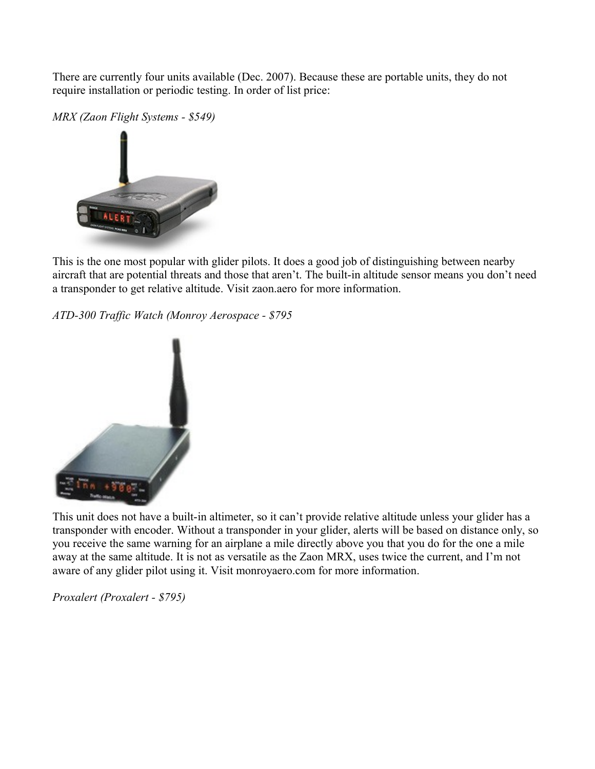There are currently four units available (Dec. 2007). Because these are portable units, they do not require installation or periodic testing. In order of list price:

*MRX (Zaon Flight Systems - $549)*

This is the one most popular with glider pilots. It does a good job of distinguishing between nearby aircraft that are potential threats and those that aren't. The built-in altitude sensor means you don't need a transponder to get relative altitude. Visit zaon.aero for more information.

*ATD-300 Traffic Watch (Monroy Aerospace - $795*

This unit does not have a built-in altimeter, so it can't provide relative altitude unless your glider has a transponder with encoder. Without a transponder in your glider, alerts will be based on distance only, so you receive the same warning for an airplane a mile directly above you that you do for the one a mile away at the same altitude. It is not as versatile as the Zaon MRX, uses twice the current, and I'm not aware of any glider pilot using it. Visit monroyaero.com for more information.

*Proxalert (Proxalert - $795)*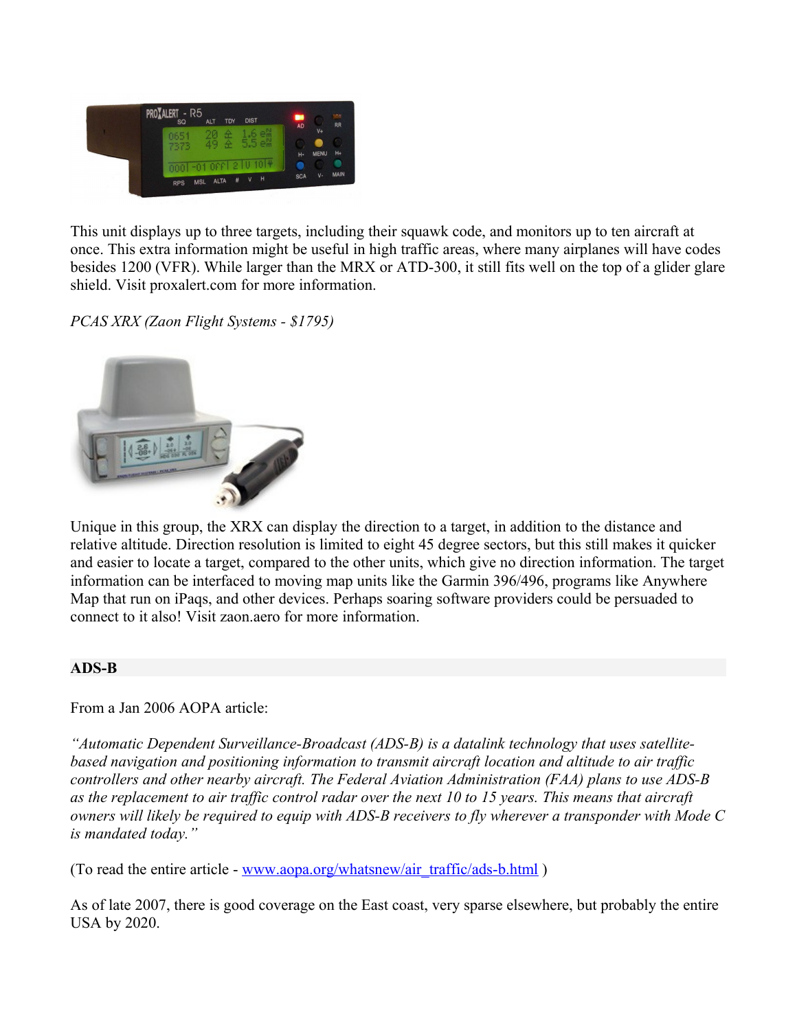This unit displays up to three targets, including their squawk code, and monitors up to ten aircraft at once. This extra information might be useful in high traffic areas, where many airplanes will have codes besides 1200 (VFR). While larger than the MRX or ATD-300, it still fits well on the top of a glider glare shield. Visit proxalert.com for more information.

*PCAS XRX (Zaon Flight Systems - $1795)*

Unique in this group, the XRX can display the direction to a target, in addition to the distance and relative altitude. Direction resolution is limited to eight 45 degree sectors, but this still makes it quicker and easier to locate a target, compared to the other units, which give no direction information. The target information can be interfaced to moving map units like the Garmin 396/496, programs like Anywhere Map that run on iPaqs, and other devices. Perhaps soaring software providers could be persuaded to connect to it also! Visit zaon.aero for more information.

## ADS-B

From a Jan 2006 AOPA article:

*"Automatic Dependent Surveillance-Broadcast (ADS-B) is a datalink technology that uses satellite-based navigation and positioning information to transmit aircraft location and altitude to air traffic controllers and other nearby aircraft. The Federal Aviation Administration (FAA) plans to use ADS-B as the replacement to air traffic control radar over the next 10 to 15 years. This means that aircraft owners will likely be required to equip with ADS-B receivers to fly wherever a transponder with Mode C is mandated today."*

(To read the entire article - [www.aopa.org/whatsnew/air_traffic/ads-b.html](www.aopa.org/whatsnew/air_traffic/ads-b.html) )

As of late 2007, there is good coverage on the East coast, very sparse elsewhere, but probably the entire USA by 2020.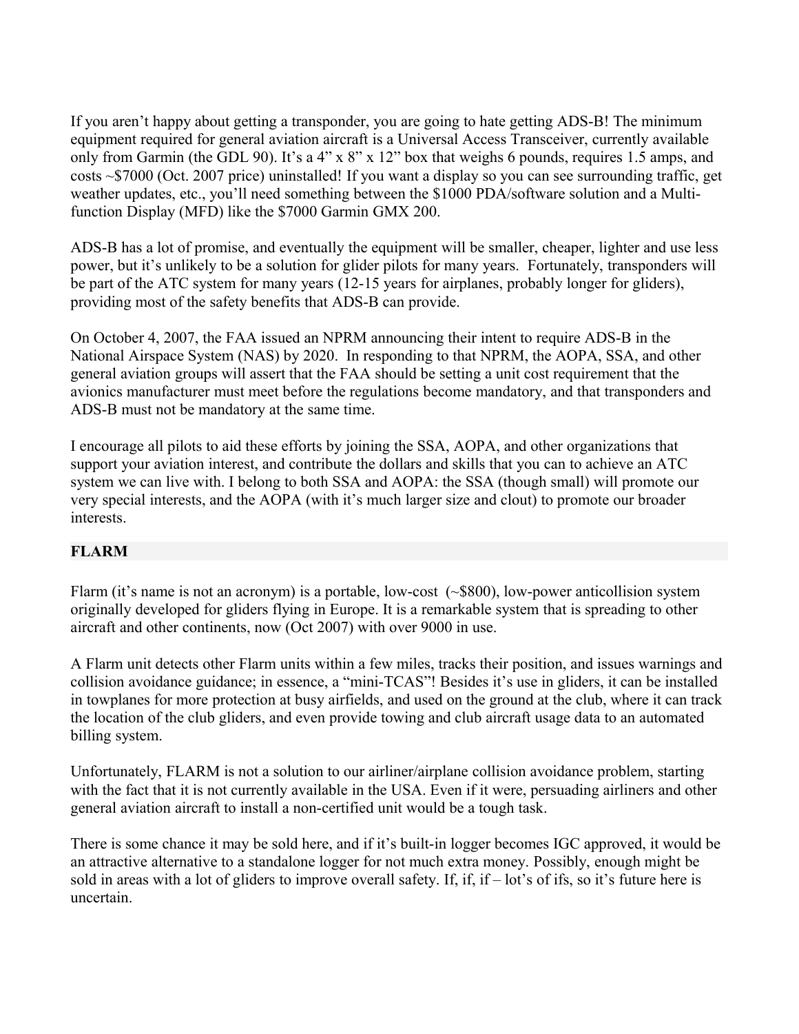If you aren't happy about getting a transponder, you are going to hate getting ADS-B! The minimum equipment required for general aviation aircraft is a Universal Access Transceiver, currently available only from Garmin (the GDL 90). It's a 4" x 8" x 12" box that weighs 6 pounds, requires 1.5 amps, and costs ~$7000 (Oct. 2007 price) uninstalled! If you want a display so you can see surrounding traffic, get weather updates, etc., you'll need something between the $1000 PDA/software solution and a Multi-function Display (MFD) like the $7000 Garmin GMX 200.

ADS-B has a lot of promise, and eventually the equipment will be smaller, cheaper, lighter and use less power, but it's unlikely to be a solution for glider pilots for many years. Fortunately, transponders will be part of the ATC system for many years (12-15 years for airplanes, probably longer for gliders), providing most of the safety benefits that ADS-B can provide.

On October 4, 2007, the FAA issued an NPRM announcing their intent to require ADS-B in the National Airspace System (NAS) by 2020. In responding to that NPRM, the AOPA, SSA, and other general aviation groups will assert that the FAA should be setting a unit cost requirement that the avionics manufacturer must meet before the regulations become mandatory, and that transponders and ADS-B must not be mandatory at the same time.

I encourage all pilots to aid these efforts by joining the SSA, AOPA, and other organizations that support your aviation interest, and contribute the dollars and skills that you can to achieve an ATC system we can live with. I belong to both SSA and AOPA: the SSA (though small) will promote our very special interests, and the AOPA (with it's much larger size and clout) to promote our broader interests.

## FLARM

Flarm (it's name is not an acronym) is a portable, low-cost (~$800), low-power anticollision system originally developed for gliders flying in Europe. It is a remarkable system that is spreading to other aircraft and other continents, now (Oct 2007) with over 9000 in use.

A Flarm unit detects other Flarm units within a few miles, tracks their position, and issues warnings and collision avoidance guidance; in essence, a "mini-TCAS"! Besides it's use in gliders, it can be installed in towplanes for more protection at busy airfields, and used on the ground at the club, where it can track the location of the club gliders, and even provide towing and club aircraft usage data to an automated billing system.

Unfortunately, FLARM is not a solution to our airliner/airplane collision avoidance problem, starting with the fact that it is not currently available in the USA. Even if it were, persuading airliners and other general aviation aircraft to install a non-certified unit would be a tough task.

There is some chance it may be sold here, and if it's built-in logger becomes IGC approved, it would be an attractive alternative to a standalone logger for not much extra money. Possibly, enough might be sold in areas with a lot of gliders to improve overall safety. If, if, if – lot's of ifs, so it's future here is uncertain.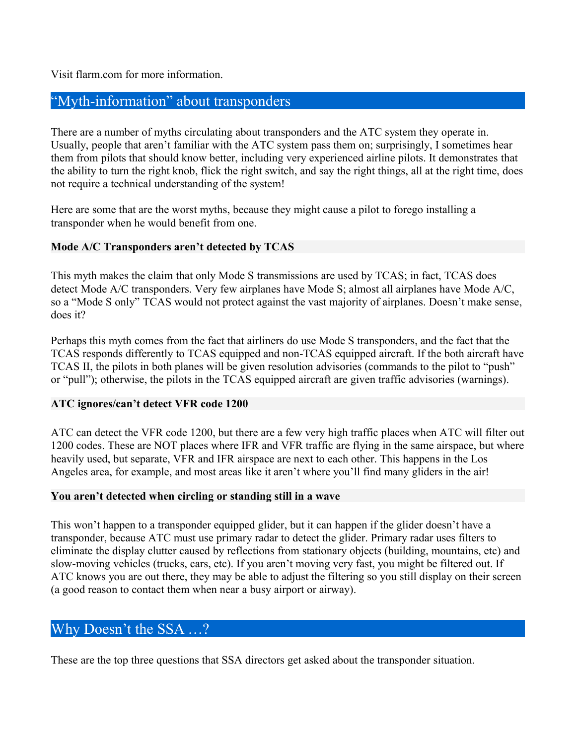Visit flarm.com for more information.

## “Myth-information” about transponders

There are a number of myths circulating about transponders and the ATC system they operate in. Usually, people that aren’t familiar with the ATC system pass them on; surprisingly, I sometimes hear them from pilots that should know better, including very experienced airline pilots. It demonstrates that the ability to turn the right knob, flick the right switch, and say the right things, all at the right time, does not require a technical understanding of the system!

Here are some that are the worst myths, because they might cause a pilot to forego installing a transponder when he would benefit from one.

### Mode A/C Transponders aren’t detected by TCAS

This myth makes the claim that only Mode S transmissions are used by TCAS; in fact, TCAS does detect Mode A/C transponders. Very few airplanes have Mode S; almost all airplanes have Mode A/C, so a “Mode S only” TCAS would not protect against the vast majority of airplanes. Doesn’t make sense, does it?

Perhaps this myth comes from the fact that airliners do use Mode S transponders, and the fact that the TCAS responds differently to TCAS equipped and non-TCAS equipped aircraft. If the both aircraft have TCAS II, the pilots in both planes will be given resolution advisories (commands to the pilot to “push” or “pull”); otherwise, the pilots in the TCAS equipped aircraft are given traffic advisories (warnings).

### ATC ignores/can’t detect VFR code 1200

ATC can detect the VFR code 1200, but there are a few very high traffic places when ATC will filter out 1200 codes. These are NOT places where IFR and VFR traffic are flying in the same airspace, but where heavily used, but separate, VFR and IFR airspace are next to each other. This happens in the Los Angeles area, for example, and most areas like it aren’t where you’ll find many gliders in the air!

### You aren’t detected when circling or standing still in a wave

This won’t happen to a transponder equipped glider, but it can happen if the glider doesn’t have a transponder, because ATC must use primary radar to detect the glider. Primary radar uses filters to eliminate the display clutter caused by reflections from stationary objects (building, mountains, etc) and slow-moving vehicles (trucks, cars, etc). If you aren’t moving very fast, you might be filtered out. If ATC knows you are out there, they may be able to adjust the filtering so you still display on their screen (a good reason to contact them when near a busy airport or airway).

## Why Doesn’t the SSA …?

These are the top three questions that SSA directors get asked about the transponder situation.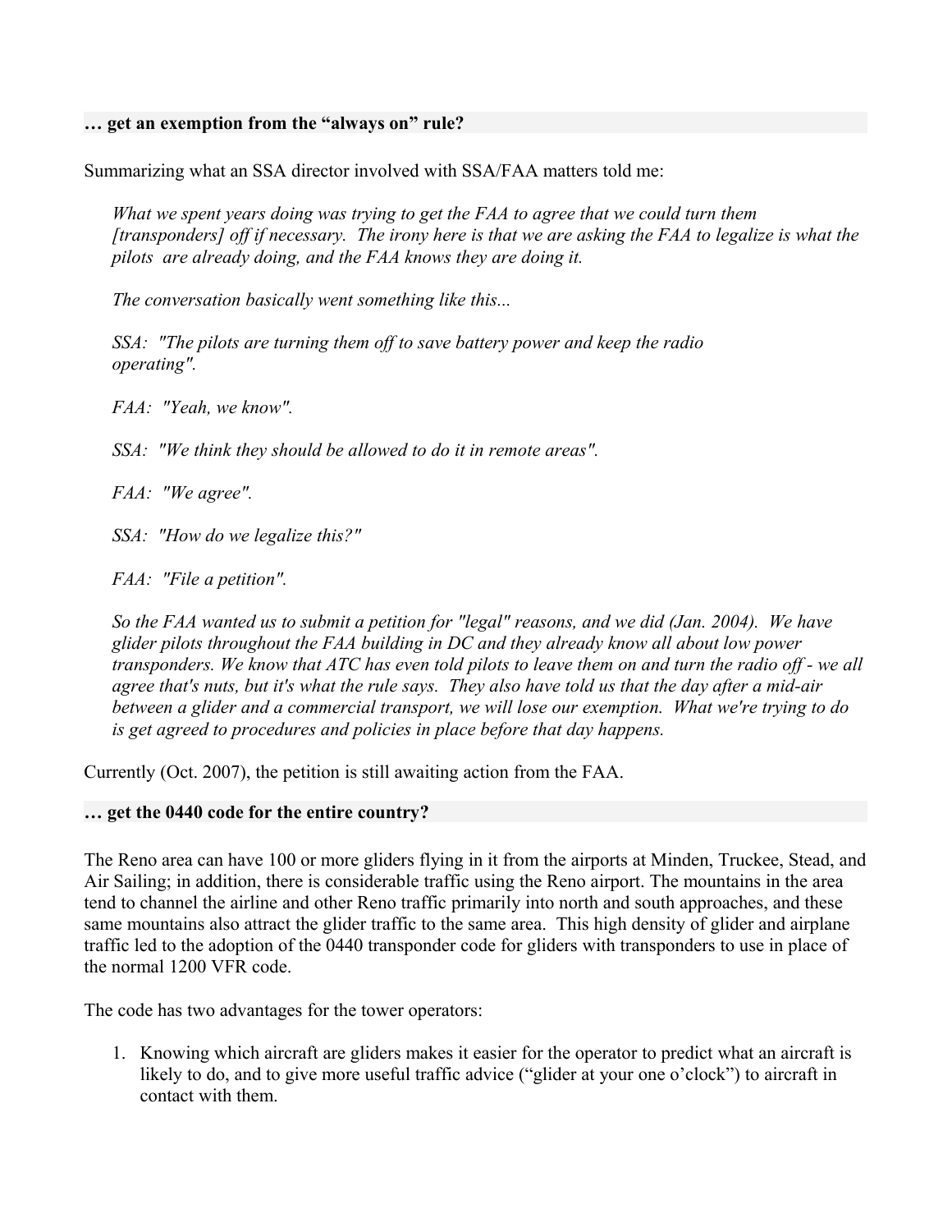### … get an exemption from the “always on” rule?

Summarizing what an SSA director involved with SSA/FAA matters told me:

> *What we spent years doing was trying to get the FAA to agree that we could turn them [transponders] off if necessary. The irony here is that we are asking the FAA to legalize is what the pilots are already doing, and the FAA knows they are doing it.*
>
> *The conversation basically went something like this...*
>
> *SSA: "The pilots are turning them off to save battery power and keep the radio operating".*
>
> *FAA: "Yeah, we know".*
>
> *SSA: "We think they should be allowed to do it in remote areas".*
>
> *FAA: "We agree".*
>
> *SSA: "How do we legalize this?"*
>
> *FAA: "File a petition".*
>
> *So the FAA wanted us to submit a petition for "legal" reasons, and we did (Jan. 2004). We have glider pilots throughout the FAA building in DC and they already know all about low power transponders. We know that ATC has even told pilots to leave them on and turn the radio off - we all agree that's nuts, but it's what the rule says. They also have told us that the day after a mid-air between a glider and a commercial transport, we will lose our exemption. What we're trying to do is get agreed to procedures and policies in place before that day happens.*

Currently (Oct. 2007), the petition is still awaiting action from the FAA.

### … get the 0440 code for the entire country?

The Reno area can have 100 or more gliders flying in it from the airports at Minden, Truckee, Stead, and Air Sailing; in addition, there is considerable traffic using the Reno airport. The mountains in the area tend to channel the airline and other Reno traffic primarily into north and south approaches, and these same mountains also attract the glider traffic to the same area. This high density of glider and airplane traffic led to the adoption of the 0440 transponder code for gliders with transponders to use in place of the normal 1200 VFR code.

The code has two advantages for the tower operators:

1. Knowing which aircraft are gliders makes it easier for the operator to predict what an aircraft is likely to do, and to give more useful traffic advice (“glider at your one o’clock”) to aircraft in contact with them.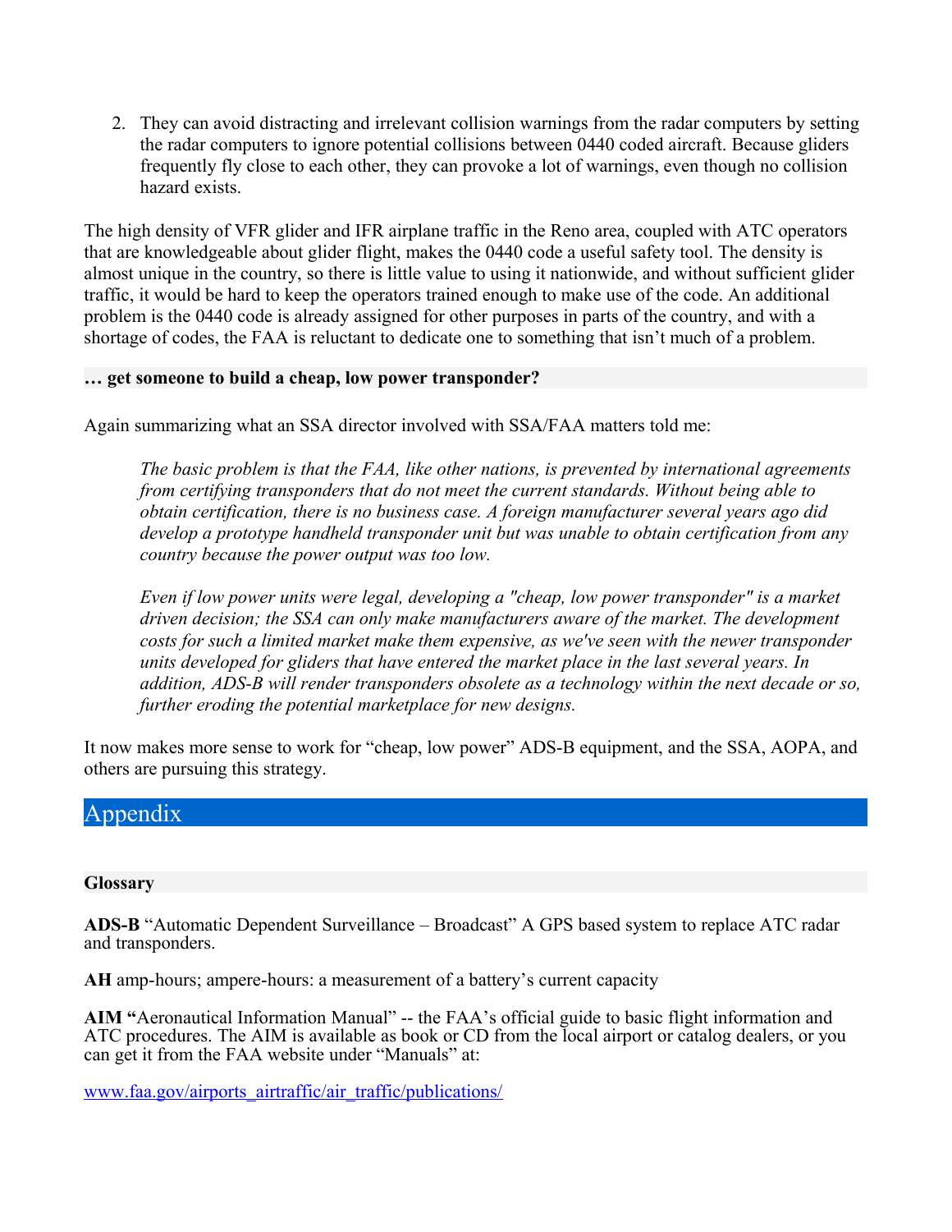2. They can avoid distracting and irrelevant collision warnings from the radar computers by setting the radar computers to ignore potential collisions between 0440 coded aircraft. Because gliders frequently fly close to each other, they can provoke a lot of warnings, even though no collision hazard exists.

The high density of VFR glider and IFR airplane traffic in the Reno area, coupled with ATC operators that are knowledgeable about glider flight, makes the 0440 code a useful safety tool. The density is almost unique in the country, so there is little value to using it nationwide, and without sufficient glider traffic, it would be hard to keep the operators trained enough to make use of the code. An additional problem is the 0440 code is already assigned for other purposes in parts of the country, and with a shortage of codes, the FAA is reluctant to dedicate one to something that isn't much of a problem.

### … get someone to build a cheap, low power transponder?

Again summarizing what an SSA director involved with SSA/FAA matters told me:

> *The basic problem is that the FAA, like other nations, is prevented by international agreements from certifying transponders that do not meet the current standards. Without being able to obtain certification, there is no business case. A foreign manufacturer several years ago did develop a prototype handheld transponder unit but was unable to obtain certification from any country because the power output was too low.*
>
> *Even if low power units were legal, developing a "cheap, low power transponder" is a market driven decision; the SSA can only make manufacturers aware of the market. The development costs for such a limited market make them expensive, as we've seen with the newer transponder units developed for gliders that have entered the market place in the last several years. In addition, ADS-B will render transponders obsolete as a technology within the next decade or so, further eroding the potential marketplace for new designs.*

It now makes more sense to work for "cheap, low power" ADS-B equipment, and the SSA, AOPA, and others are pursuing this strategy.

## Appendix

### Glossary

**ADS-B** "Automatic Dependent Surveillance – Broadcast" A GPS based system to replace ATC radar and transponders.

**AH** amp-hours; ampere-hours: a measurement of a battery's current capacity

**AIM** "Aeronautical Information Manual" -- the FAA's official guide to basic flight information and ATC procedures. The AIM is available as book or CD from the local airport or catalog dealers, or you can get it from the FAA website under "Manuals" at:

www.faa.gov/airports_airtraffic/air_traffic/publications/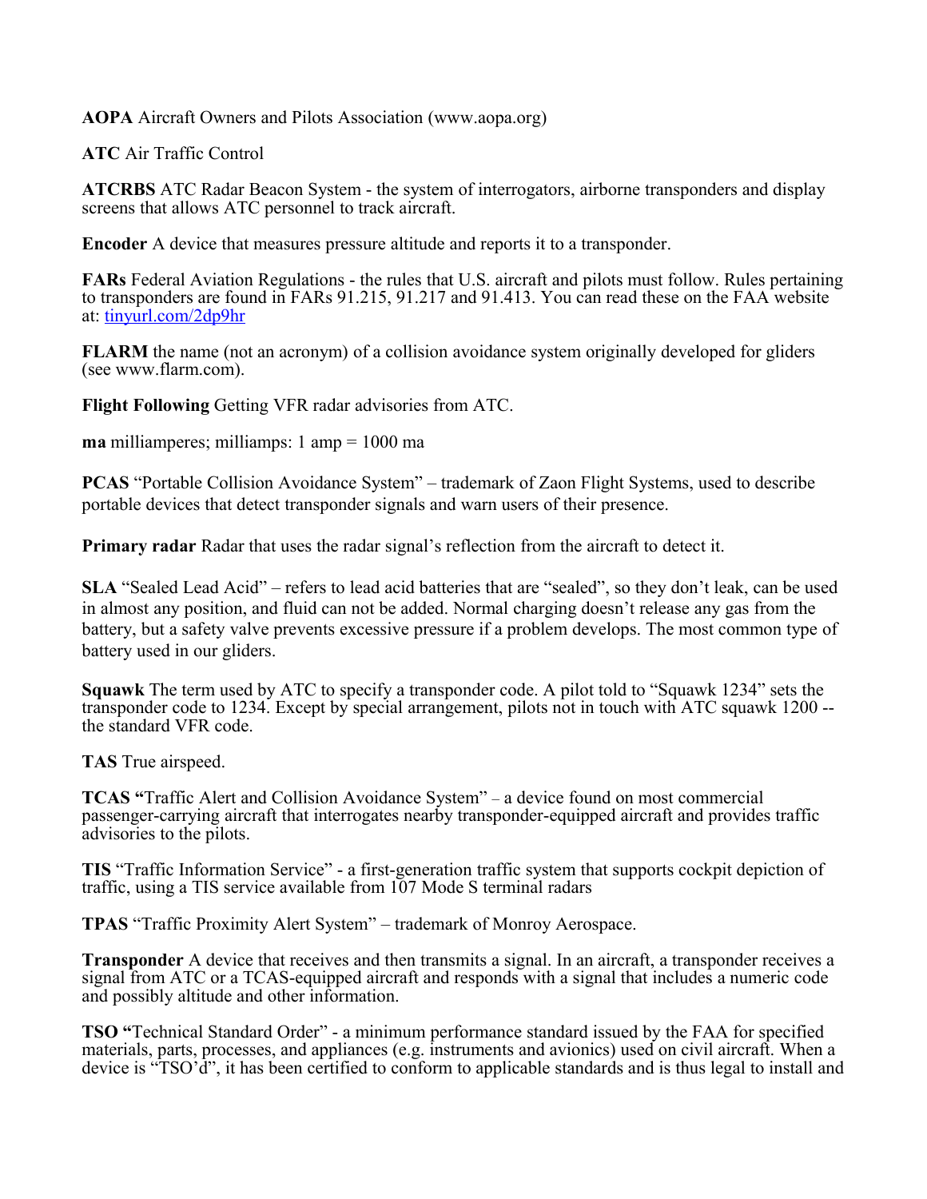**AOPA** Aircraft Owners and Pilots Association (www.aopa.org)

**ATC** Air Traffic Control

**ATCRBS** ATC Radar Beacon System - the system of interrogators, airborne transponders and display screens that allows ATC personnel to track aircraft.

**Encoder** A device that measures pressure altitude and reports it to a transponder.

**FARs** Federal Aviation Regulations - the rules that U.S. aircraft and pilots must follow. Rules pertaining to transponders are found in FARs 91.215, 91.217 and 91.413. You can read these on the FAA website at: [tinyurl.com/2dp9hr](tinyurl.com/2dp9hr)

**FLARM** the name (not an acronym) of a collision avoidance system originally developed for gliders (see www.flarm.com).

**Flight Following** Getting VFR radar advisories from ATC.

**ma** milliamperes; milliamps: 1 amp = 1000 ma

**PCAS** "Portable Collision Avoidance System" – trademark of Zaon Flight Systems, used to describe portable devices that detect transponder signals and warn users of their presence.

**Primary radar** Radar that uses the radar signal's reflection from the aircraft to detect it.

**SLA** "Sealed Lead Acid" – refers to lead acid batteries that are "sealed", so they don't leak, can be used in almost any position, and fluid can not be added. Normal charging doesn't release any gas from the battery, but a safety valve prevents excessive pressure if a problem develops. The most common type of battery used in our gliders.

**Squawk** The term used by ATC to specify a transponder code. A pilot told to "Squawk 1234" sets the transponder code to 1234. Except by special arrangement, pilots not in touch with ATC squawk 1200 -- the standard VFR code.

**TAS** True airspeed.

**TCAS "**Traffic Alert and Collision Avoidance System" – a device found on most commercial passenger-carrying aircraft that interrogates nearby transponder-equipped aircraft and provides traffic advisories to the pilots.

**TIS** "Traffic Information Service" - a first-generation traffic system that supports cockpit depiction of traffic, using a TIS service available from 107 Mode S terminal radars

**TPAS** "Traffic Proximity Alert System" – trademark of Monroy Aerospace.

**Transponder** A device that receives and then transmits a signal. In an aircraft, a transponder receives a signal from ATC or a TCAS-equipped aircraft and responds with a signal that includes a numeric code and possibly altitude and other information.

**TSO "**Technical Standard Order" - a minimum performance standard issued by the FAA for specified materials, parts, processes, and appliances (e.g. instruments and avionics) used on civil aircraft. When a device is "TSO'd", it has been certified to conform to applicable standards and is thus legal to install and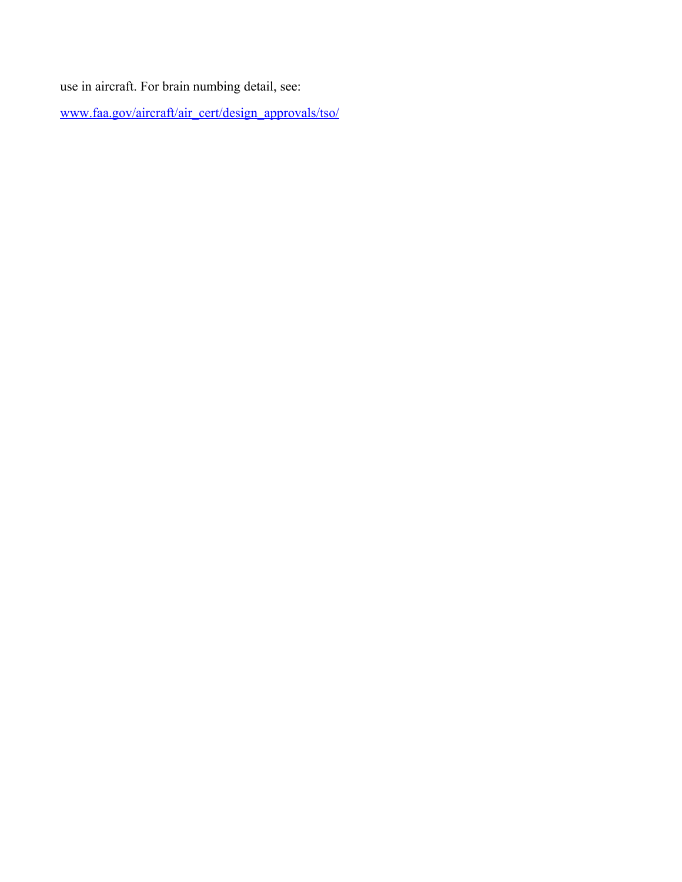use in aircraft. For brain numbing detail, see:

www.faa.gov/aircraft/air_cert/design_approvals/tso/